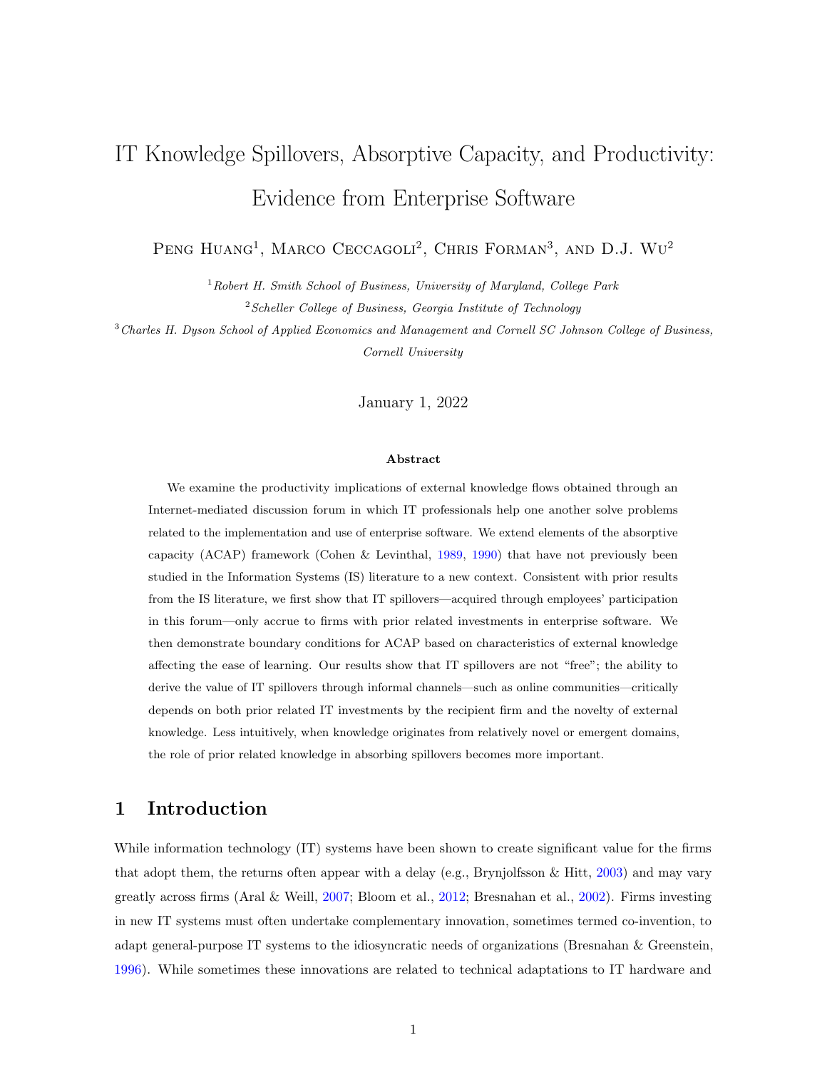# IT Knowledge Spillovers, Absorptive Capacity, and Productivity: Evidence from Enterprise Software

Peng Huang[1], Marco Ceccagoli[2], Chris Forman[3], and D.J. Wu[2]

[1] *Robert H. Smith School of Business, University of Maryland, College Park*

[2] *Scheller College of Business, Georgia Institute of Technology*

[3] *Charles H. Dyson School of Applied Economics and Management and Cornell SC Johnson College of Business, Cornell University*

January 1, 2022

**Abstract**

We examine the productivity implications of external knowledge flows obtained through an Internet-mediated discussion forum in which IT professionals help one another solve problems related to the implementation and use of enterprise software. We extend elements of the absorptive capacity (ACAP) framework (Cohen & Levinthal, 1989, 1990) that have not previously been studied in the Information Systems (IS) literature to a new context. Consistent with prior results from the IS literature, we first show that IT spillovers—acquired through employees' participation in this forum—only accrue to firms with prior related investments in enterprise software. We then demonstrate boundary conditions for ACAP based on characteristics of external knowledge affecting the ease of learning. Our results show that IT spillovers are not "free"; the ability to derive the value of IT spillovers through informal channels—such as online communities—critically depends on both prior related IT investments by the recipient firm and the novelty of external knowledge. Less intuitively, when knowledge originates from relatively novel or emergent domains, the role of prior related knowledge in absorbing spillovers becomes more important.

## 1 Introduction

While information technology (IT) systems have been shown to create significant value for the firms that adopt them, the returns often appear with a delay (e.g., Brynjolfsson & Hitt, 2003) and may vary greatly across firms (Aral & Weill, 2007; Bloom et al., 2012; Bresnahan et al., 2002). Firms investing in new IT systems must often undertake complementary innovation, sometimes termed co-invention, to adapt general-purpose IT systems to the idiosyncratic needs of organizations (Bresnahan & Greenstein, 1996). While sometimes these innovations are related to technical adaptations to IT hardware and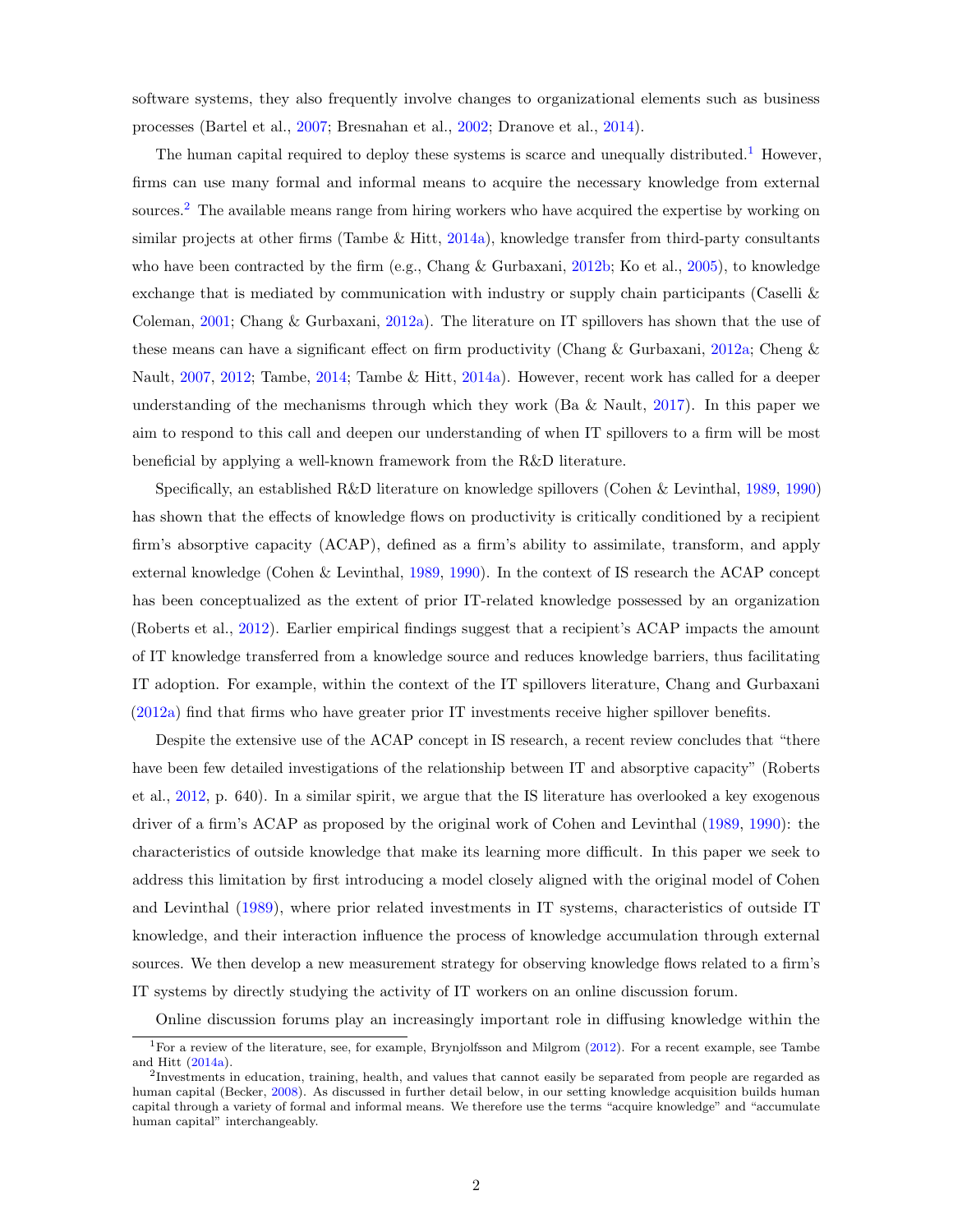software systems, they also frequently involve changes to organizational elements such as business processes (Bartel et al., 2007; Bresnahan et al., 2002; Dranove et al., 2014).

The human capital required to deploy these systems is scarce and unequally distributed.[1] However, firms can use many formal and informal means to acquire the necessary knowledge from external sources.[2] The available means range from hiring workers who have acquired the expertise by working on similar projects at other firms (Tambe & Hitt, 2014a), knowledge transfer from third-party consultants who have been contracted by the firm (e.g., Chang & Gurbaxani, 2012b; Ko et al., 2005), to knowledge exchange that is mediated by communication with industry or supply chain participants (Caselli & Coleman, 2001; Chang & Gurbaxani, 2012a). The literature on IT spillovers has shown that the use of these means can have a significant effect on firm productivity (Chang & Gurbaxani, 2012a; Cheng & Nault, 2007, 2012; Tambe, 2014; Tambe & Hitt, 2014a). However, recent work has called for a deeper understanding of the mechanisms through which they work (Ba & Nault, 2017). In this paper we aim to respond to this call and deepen our understanding of when IT spillovers to a firm will be most beneficial by applying a well-known framework from the R&D literature.

Specifically, an established R&D literature on knowledge spillovers (Cohen & Levinthal, 1989, 1990) has shown that the effects of knowledge flows on productivity is critically conditioned by a recipient firm's absorptive capacity (ACAP), defined as a firm's ability to assimilate, transform, and apply external knowledge (Cohen & Levinthal, 1989, 1990). In the context of IS research the ACAP concept has been conceptualized as the extent of prior IT-related knowledge possessed by an organization (Roberts et al., 2012). Earlier empirical findings suggest that a recipient's ACAP impacts the amount of IT knowledge transferred from a knowledge source and reduces knowledge barriers, thus facilitating IT adoption. For example, within the context of the IT spillovers literature, Chang and Gurbaxani (2012a) find that firms who have greater prior IT investments receive higher spillover benefits.

Despite the extensive use of the ACAP concept in IS research, a recent review concludes that "there have been few detailed investigations of the relationship between IT and absorptive capacity" (Roberts et al., 2012, p. 640). In a similar spirit, we argue that the IS literature has overlooked a key exogenous driver of a firm's ACAP as proposed by the original work of Cohen and Levinthal (1989, 1990): the characteristics of outside knowledge that make its learning more difficult. In this paper we seek to address this limitation by first introducing a model closely aligned with the original model of Cohen and Levinthal (1989), where prior related investments in IT systems, characteristics of outside IT knowledge, and their interaction influence the process of knowledge accumulation through external sources. We then develop a new measurement strategy for observing knowledge flows related to a firm's IT systems by directly studying the activity of IT workers on an online discussion forum.

Online discussion forums play an increasingly important role in diffusing knowledge within the

[1] For a review of the literature, see, for example, Brynjolfsson and Milgrom (2012). For a recent example, see Tambe and Hitt (2014a).

[2] Investments in education, training, health, and values that cannot easily be separated from people are regarded as human capital (Becker, 2008). As discussed in further detail below, in our setting knowledge acquisition builds human capital through a variety of formal and informal means. We therefore use the terms "acquire knowledge" and "accumulate human capital" interchangeably.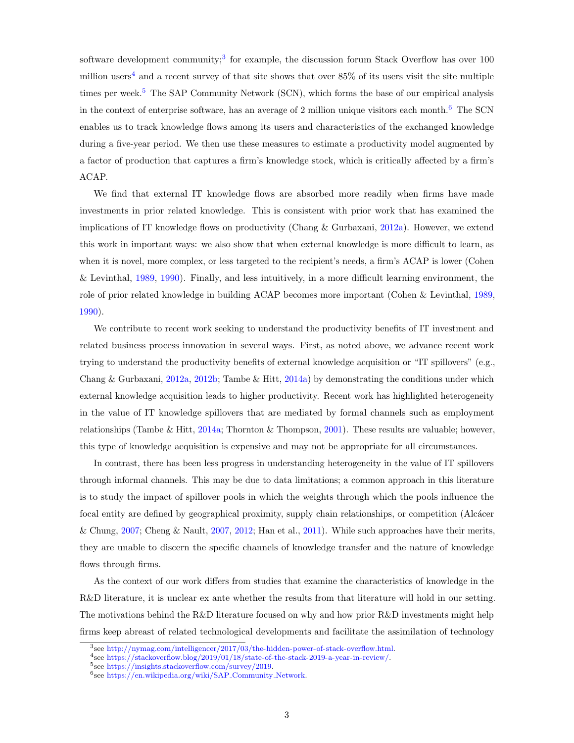software development community;[3] for example, the discussion forum Stack Overflow has over 100 million users[4] and a recent survey of that site shows that over 85% of its users visit the site multiple times per week.[5] The SAP Community Network (SCN), which forms the base of our empirical analysis in the context of enterprise software, has an average of 2 million unique visitors each month.[6] The SCN enables us to track knowledge flows among its users and characteristics of the exchanged knowledge during a five-year period. We then use these measures to estimate a productivity model augmented by a factor of production that captures a firm's knowledge stock, which is critically affected by a firm's ACAP.

We find that external IT knowledge flows are absorbed more readily when firms have made investments in prior related knowledge. This is consistent with prior work that has examined the implications of IT knowledge flows on productivity (Chang & Gurbaxani, 2012a). However, we extend this work in important ways: we also show that when external knowledge is more difficult to learn, as when it is novel, more complex, or less targeted to the recipient's needs, a firm's ACAP is lower (Cohen & Levinthal, 1989, 1990). Finally, and less intuitively, in a more difficult learning environment, the role of prior related knowledge in building ACAP becomes more important (Cohen & Levinthal, 1989, 1990).

We contribute to recent work seeking to understand the productivity benefits of IT investment and related business process innovation in several ways. First, as noted above, we advance recent work trying to understand the productivity benefits of external knowledge acquisition or "IT spillovers" (e.g., Chang & Gurbaxani, 2012a, 2012b; Tambe & Hitt, 2014a) by demonstrating the conditions under which external knowledge acquisition leads to higher productivity. Recent work has highlighted heterogeneity in the value of IT knowledge spillovers that are mediated by formal channels such as employment relationships (Tambe & Hitt, 2014a; Thornton & Thompson, 2001). These results are valuable; however, this type of knowledge acquisition is expensive and may not be appropriate for all circumstances.

In contrast, there has been less progress in understanding heterogeneity in the value of IT spillovers through informal channels. This may be due to data limitations; a common approach in this literature is to study the impact of spillover pools in which the weights through which the pools influence the focal entity are defined by geographical proximity, supply chain relationships, or competition (Alcácer & Chung, 2007; Cheng & Nault, 2007, 2012; Han et al., 2011). While such approaches have their merits, they are unable to discern the specific channels of knowledge transfer and the nature of knowledge flows through firms.

As the context of our work differs from studies that examine the characteristics of knowledge in the R&D literature, it is unclear ex ante whether the results from that literature will hold in our setting. The motivations behind the R&D literature focused on why and how prior R&D investments might help firms keep abreast of related technological developments and facilitate the assimilation of technology

[3] see http://nymag.com/intelligencer/2017/03/the-hidden-power-of-stack-overflow.html.

[4] see https://stackoverflow.blog/2019/01/18/state-of-the-stack-2019-a-year-in-review/.

[5] see https://insights.stackoverflow.com/survey/2019.

[6] see https://en.wikipedia.org/wiki/SAP_Community_Network.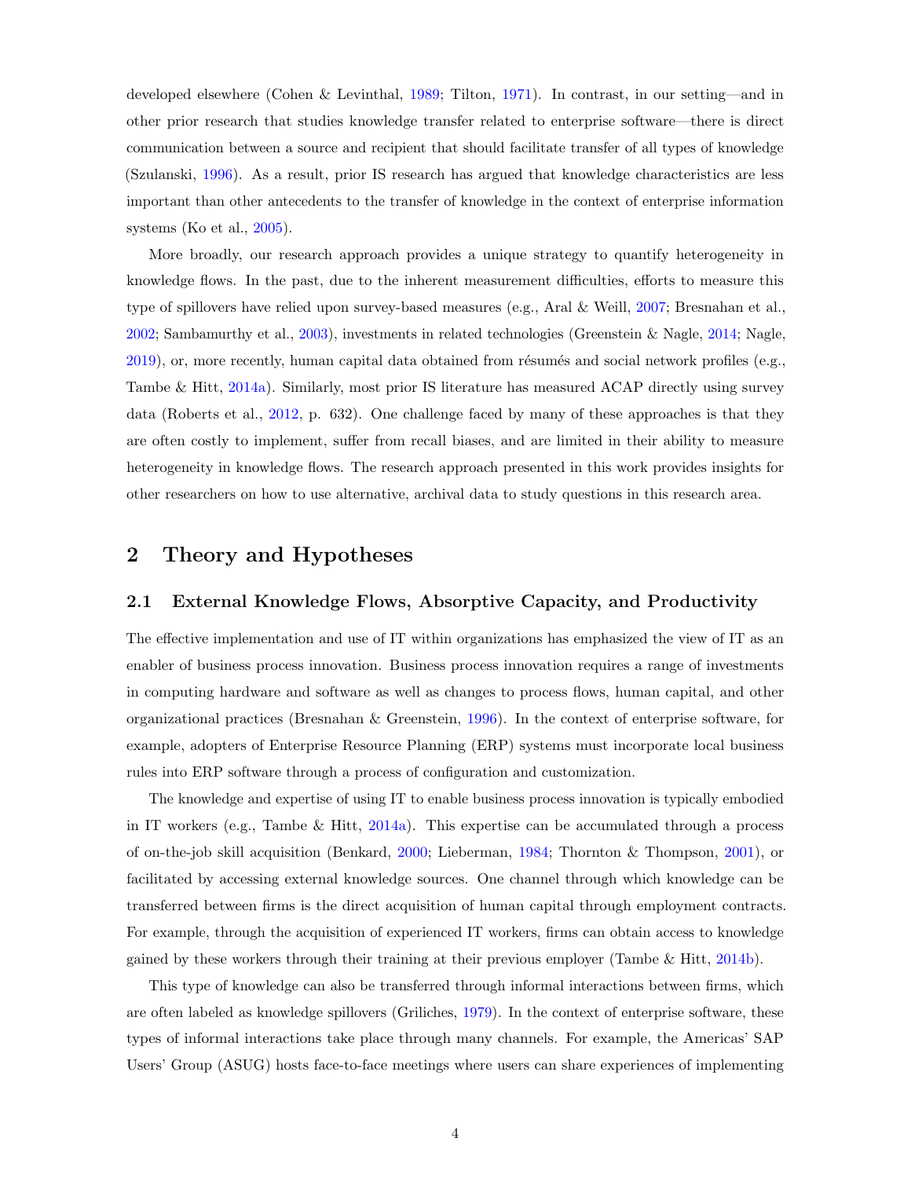developed elsewhere (Cohen & Levinthal, 1989; Tilton, 1971). In contrast, in our setting—and in other prior research that studies knowledge transfer related to enterprise software—there is direct communication between a source and recipient that should facilitate transfer of all types of knowledge (Szulanski, 1996). As a result, prior IS research has argued that knowledge characteristics are less important than other antecedents to the transfer of knowledge in the context of enterprise information systems (Ko et al., 2005).

More broadly, our research approach provides a unique strategy to quantify heterogeneity in knowledge flows. In the past, due to the inherent measurement difficulties, efforts to measure this type of spillovers have relied upon survey-based measures (e.g., Aral & Weill, 2007; Bresnahan et al., 2002; Sambamurthy et al., 2003), investments in related technologies (Greenstein & Nagle, 2014; Nagle, 2019), or, more recently, human capital data obtained from résumés and social network profiles (e.g., Tambe & Hitt, 2014a). Similarly, most prior IS literature has measured ACAP directly using survey data (Roberts et al., 2012, p. 632). One challenge faced by many of these approaches is that they are often costly to implement, suffer from recall biases, and are limited in their ability to measure heterogeneity in knowledge flows. The research approach presented in this work provides insights for other researchers on how to use alternative, archival data to study questions in this research area.

# 2 Theory and Hypotheses

## 2.1 External Knowledge Flows, Absorptive Capacity, and Productivity

The effective implementation and use of IT within organizations has emphasized the view of IT as an enabler of business process innovation. Business process innovation requires a range of investments in computing hardware and software as well as changes to process flows, human capital, and other organizational practices (Bresnahan & Greenstein, 1996). In the context of enterprise software, for example, adopters of Enterprise Resource Planning (ERP) systems must incorporate local business rules into ERP software through a process of configuration and customization.

The knowledge and expertise of using IT to enable business process innovation is typically embodied in IT workers (e.g., Tambe & Hitt, 2014a). This expertise can be accumulated through a process of on-the-job skill acquisition (Benkard, 2000; Lieberman, 1984; Thornton & Thompson, 2001), or facilitated by accessing external knowledge sources. One channel through which knowledge can be transferred between firms is the direct acquisition of human capital through employment contracts. For example, through the acquisition of experienced IT workers, firms can obtain access to knowledge gained by these workers through their training at their previous employer (Tambe & Hitt, 2014b).

This type of knowledge can also be transferred through informal interactions between firms, which are often labeled as knowledge spillovers (Griliches, 1979). In the context of enterprise software, these types of informal interactions take place through many channels. For example, the Americas' SAP Users' Group (ASUG) hosts face-to-face meetings where users can share experiences of implementing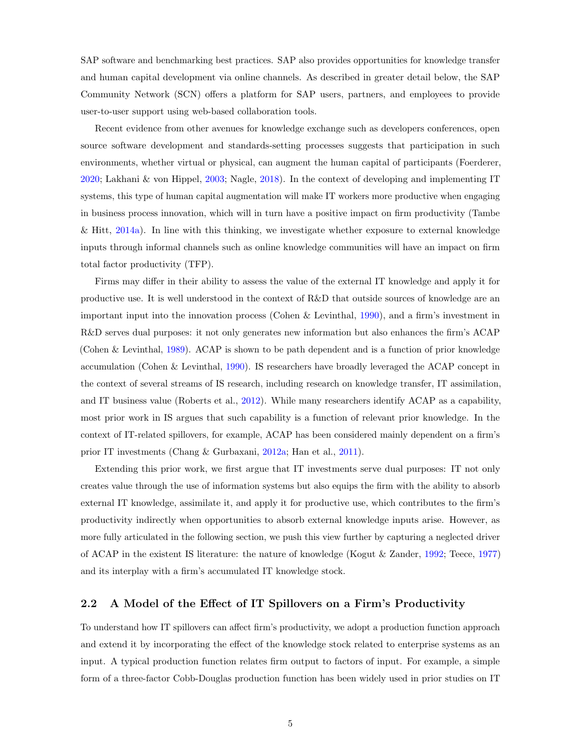SAP software and benchmarking best practices. SAP also provides opportunities for knowledge transfer and human capital development via online channels. As described in greater detail below, the SAP Community Network (SCN) offers a platform for SAP users, partners, and employees to provide user-to-user support using web-based collaboration tools.

Recent evidence from other avenues for knowledge exchange such as developers conferences, open source software development and standards-setting processes suggests that participation in such environments, whether virtual or physical, can augment the human capital of participants (Foerderer, 2020; Lakhani & von Hippel, 2003; Nagle, 2018). In the context of developing and implementing IT systems, this type of human capital augmentation will make IT workers more productive when engaging in business process innovation, which will in turn have a positive impact on firm productivity (Tambe & Hitt, 2014a). In line with this thinking, we investigate whether exposure to external knowledge inputs through informal channels such as online knowledge communities will have an impact on firm total factor productivity (TFP).

Firms may differ in their ability to assess the value of the external IT knowledge and apply it for productive use. It is well understood in the context of R&D that outside sources of knowledge are an important input into the innovation process (Cohen & Levinthal, 1990), and a firm's investment in R&D serves dual purposes: it not only generates new information but also enhances the firm's ACAP (Cohen & Levinthal, 1989). ACAP is shown to be path dependent and is a function of prior knowledge accumulation (Cohen & Levinthal, 1990). IS researchers have broadly leveraged the ACAP concept in the context of several streams of IS research, including research on knowledge transfer, IT assimilation, and IT business value (Roberts et al., 2012). While many researchers identify ACAP as a capability, most prior work in IS argues that such capability is a function of relevant prior knowledge. In the context of IT-related spillovers, for example, ACAP has been considered mainly dependent on a firm's prior IT investments (Chang & Gurbaxani, 2012a; Han et al., 2011).

Extending this prior work, we first argue that IT investments serve dual purposes: IT not only creates value through the use of information systems but also equips the firm with the ability to absorb external IT knowledge, assimilate it, and apply it for productive use, which contributes to the firm's productivity indirectly when opportunities to absorb external knowledge inputs arise. However, as more fully articulated in the following section, we push this view further by capturing a neglected driver of ACAP in the existent IS literature: the nature of knowledge (Kogut & Zander, 1992; Teece, 1977) and its interplay with a firm's accumulated IT knowledge stock.

## 2.2 A Model of the Effect of IT Spillovers on a Firm's Productivity

To understand how IT spillovers can affect firm's productivity, we adopt a production function approach and extend it by incorporating the effect of the knowledge stock related to enterprise systems as an input. A typical production function relates firm output to factors of input. For example, a simple form of a three-factor Cobb-Douglas production function has been widely used in prior studies on IT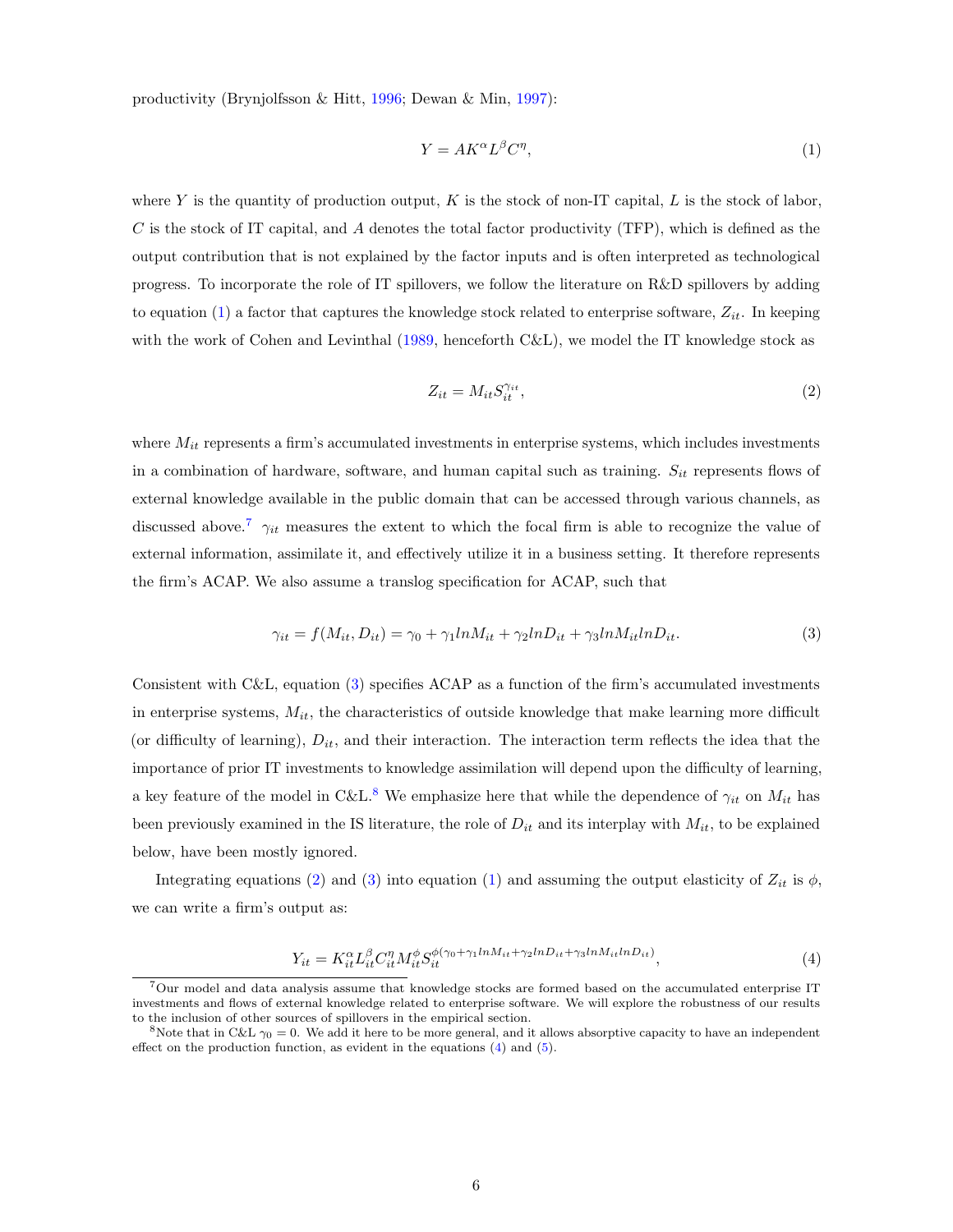productivity (Brynjolfsson & Hitt, 1996; Dewan & Min, 1997):

$$Y = AK^{\alpha}L^{\beta}C^{\eta}, \tag{1}$$

where $Y$ is the quantity of production output, $K$ is the stock of non-IT capital, $L$ is the stock of labor, $C$ is the stock of IT capital, and $A$ denotes the total factor productivity (TFP), which is defined as the output contribution that is not explained by the factor inputs and is often interpreted as technological progress. To incorporate the role of IT spillovers, we follow the literature on R&D spillovers by adding to equation (1) a factor that captures the knowledge stock related to enterprise software, $Z_{it}$. In keeping with the work of Cohen and Levinthal (1989, henceforth C&L), we model the IT knowledge stock as

$$Z_{it} = M_{it}S_{it}^{\gamma_{it}}, \tag{2}$$

where $M_{it}$ represents a firm's accumulated investments in enterprise systems, which includes investments in a combination of hardware, software, and human capital such as training. $S_{it}$ represents flows of external knowledge available in the public domain that can be accessed through various channels, as discussed above.[7] $\gamma_{it}$ measures the extent to which the focal firm is able to recognize the value of external information, assimilate it, and effectively utilize it in a business setting. It therefore represents the firm's ACAP. We also assume a translog specification for ACAP, such that

$$\gamma_{it} = f(M_{it}, D_{it}) = \gamma_0 + \gamma_1 lnM_{it} + \gamma_2 lnD_{it} + \gamma_3 lnM_{it}lnD_{it}. \tag{3}$$

Consistent with C&L, equation (3) specifies ACAP as a function of the firm's accumulated investments in enterprise systems, $M_{it}$, the characteristics of outside knowledge that make learning more difficult (or difficulty of learning), $D_{it}$, and their interaction. The interaction term reflects the idea that the importance of prior IT investments to knowledge assimilation will depend upon the difficulty of learning, a key feature of the model in C&L.[8] We emphasize here that while the dependence of $\gamma_{it}$ on $M_{it}$ has been previously examined in the IS literature, the role of $D_{it}$ and its interplay with $M_{it}$, to be explained below, have been mostly ignored.

Integrating equations (2) and (3) into equation (1) and assuming the output elasticity of $Z_{it}$ is $\phi$, we can write a firm's output as:

$$Y_{it} = K_{it}^{\alpha}L_{it}^{\beta}C_{it}^{\eta}M_{it}^{\phi}S_{it}^{\phi(\gamma_0 + \gamma_1 lnM_{it} + \gamma_2 lnD_{it} + \gamma_3 lnM_{it}lnD_{it})}, \tag{4}$$

[7] Our model and data analysis assume that knowledge stocks are formed based on the accumulated enterprise IT investments and flows of external knowledge related to enterprise software. We will explore the robustness of our results to the inclusion of other sources of spillovers in the empirical section.

[8] Note that in C&L $\gamma_0 = 0$. We add it here to be more general, and it allows absorptive capacity to have an independent effect on the production function, as evident in the equations (4) and (5).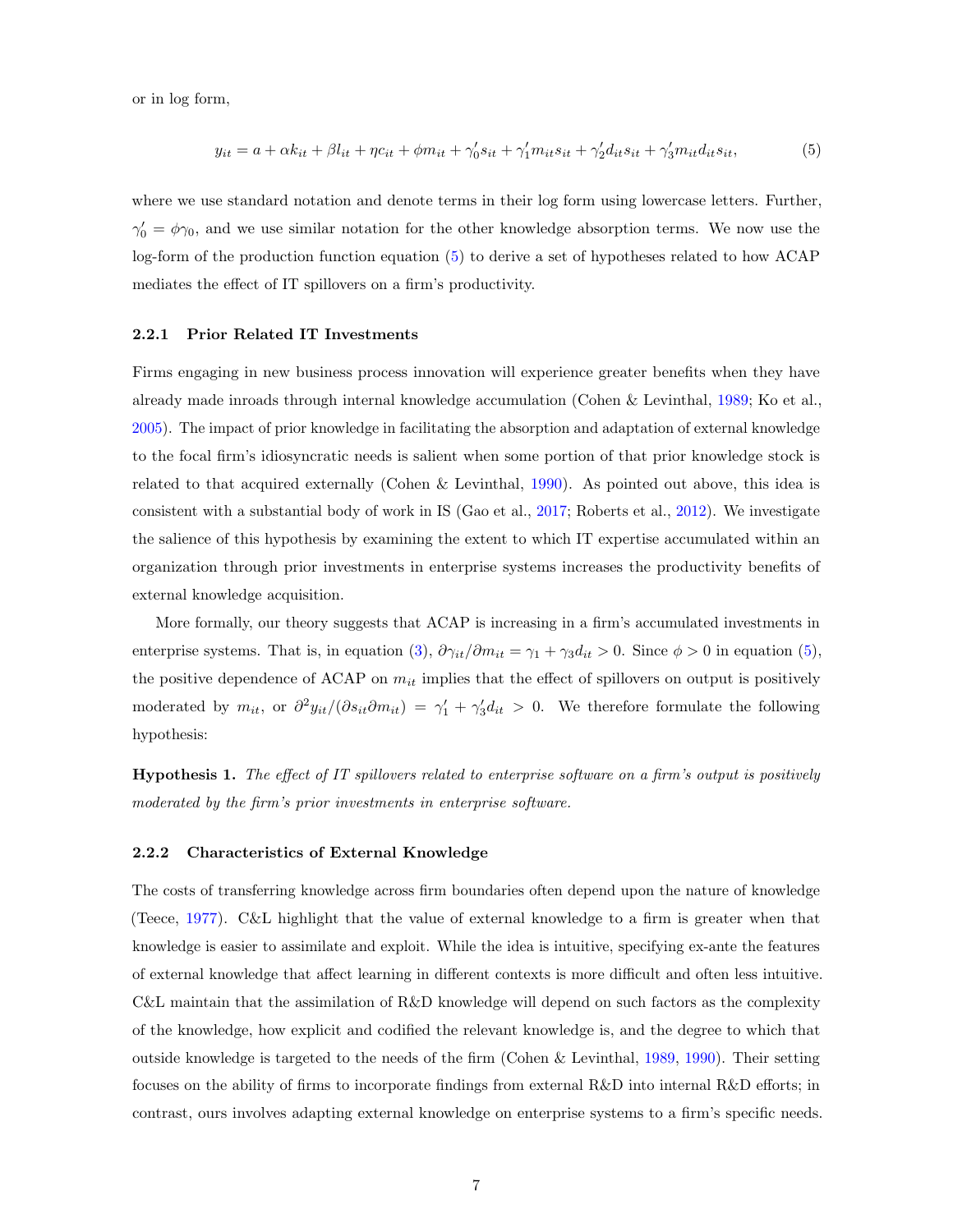or in log form,

$$y_{it} = a + \alpha k_{it} + \beta l_{it} + \eta c_{it} + \phi m_{it} + \gamma_0' s_{it} + \gamma_1' m_{it} s_{it} + \gamma_2' d_{it} s_{it} + \gamma_3' m_{it} d_{it} s_{it}, \tag{5}$$

where we use standard notation and denote terms in their log form using lowercase letters. Further, $\gamma_0' = \phi\gamma_0$, and we use similar notation for the other knowledge absorption terms. We now use the log-form of the production function equation (5) to derive a set of hypotheses related to how ACAP mediates the effect of IT spillovers on a firm's productivity.

### 2.2.1 Prior Related IT Investments

Firms engaging in new business process innovation will experience greater benefits when they have already made inroads through internal knowledge accumulation (Cohen & Levinthal, 1989; Ko et al., 2005). The impact of prior knowledge in facilitating the absorption and adaptation of external knowledge to the focal firm's idiosyncratic needs is salient when some portion of that prior knowledge stock is related to that acquired externally (Cohen & Levinthal, 1990). As pointed out above, this idea is consistent with a substantial body of work in IS (Gao et al., 2017; Roberts et al., 2012). We investigate the salience of this hypothesis by examining the extent to which IT expertise accumulated within an organization through prior investments in enterprise systems increases the productivity benefits of external knowledge acquisition.

More formally, our theory suggests that ACAP is increasing in a firm's accumulated investments in enterprise systems. That is, in equation (3), $\partial\gamma_{it}/\partial m_{it} = \gamma_1 + \gamma_3 d_{it} > 0$. Since $\phi > 0$ in equation (5), the positive dependence of ACAP on $m_{it}$ implies that the effect of spillovers on output is positively moderated by $m_{it}$, or $\partial^2 y_{it}/(\partial s_{it}\partial m_{it}) = \gamma_1' + \gamma_3' d_{it} > 0$. We therefore formulate the following hypothesis:

**Hypothesis 1.** *The effect of IT spillovers related to enterprise software on a firm's output is positively moderated by the firm's prior investments in enterprise software.*

### 2.2.2 Characteristics of External Knowledge

The costs of transferring knowledge across firm boundaries often depend upon the nature of knowledge (Teece, 1977). C&L highlight that the value of external knowledge to a firm is greater when that knowledge is easier to assimilate and exploit. While the idea is intuitive, specifying ex-ante the features of external knowledge that affect learning in different contexts is more difficult and often less intuitive. C&L maintain that the assimilation of R&D knowledge will depend on such factors as the complexity of the knowledge, how explicit and codified the relevant knowledge is, and the degree to which that outside knowledge is targeted to the needs of the firm (Cohen & Levinthal, 1989, 1990). Their setting focuses on the ability of firms to incorporate findings from external R&D into internal R&D efforts; in contrast, ours involves adapting external knowledge on enterprise systems to a firm's specific needs.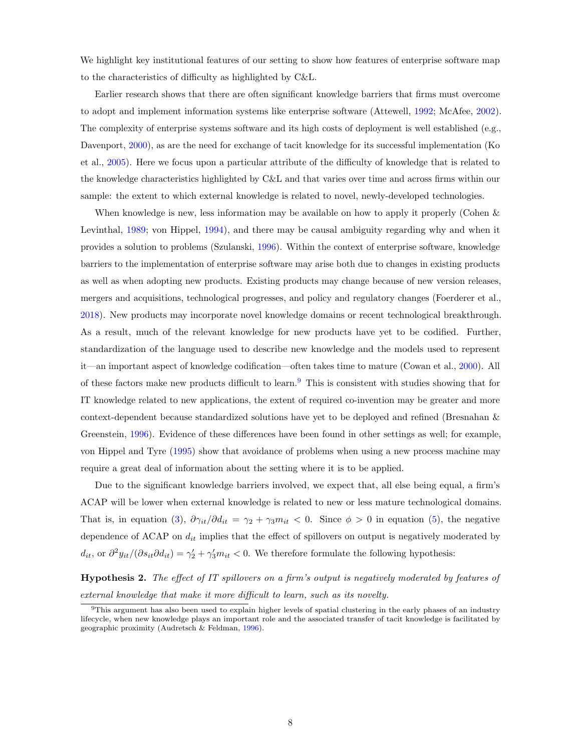We highlight key institutional features of our setting to show how features of enterprise software map to the characteristics of difficulty as highlighted by C&L.

Earlier research shows that there are often significant knowledge barriers that firms must overcome to adopt and implement information systems like enterprise software (Attewell, 1992; McAfee, 2002). The complexity of enterprise systems software and its high costs of deployment is well established (e.g., Davenport, 2000), as are the need for exchange of tacit knowledge for its successful implementation (Ko et al., 2005). Here we focus upon a particular attribute of the difficulty of knowledge that is related to the knowledge characteristics highlighted by C&L and that varies over time and across firms within our sample: the extent to which external knowledge is related to novel, newly-developed technologies.

When knowledge is new, less information may be available on how to apply it properly (Cohen & Levinthal, 1989; von Hippel, 1994), and there may be causal ambiguity regarding why and when it provides a solution to problems (Szulanski, 1996). Within the context of enterprise software, knowledge barriers to the implementation of enterprise software may arise both due to changes in existing products as well as when adopting new products. Existing products may change because of new version releases, mergers and acquisitions, technological progresses, and policy and regulatory changes (Foerderer et al., 2018). New products may incorporate novel knowledge domains or recent technological breakthrough. As a result, much of the relevant knowledge for new products have yet to be codified. Further, standardization of the language used to describe new knowledge and the models used to represent it—an important aspect of knowledge codification—often takes time to mature (Cowan et al., 2000). All of these factors make new products difficult to learn.[9] This is consistent with studies showing that for IT knowledge related to new applications, the extent of required co-invention may be greater and more context-dependent because standardized solutions have yet to be deployed and refined (Bresnahan & Greenstein, 1996). Evidence of these differences have been found in other settings as well; for example, von Hippel and Tyre (1995) show that avoidance of problems when using a new process machine may require a great deal of information about the setting where it is to be applied.

Due to the significant knowledge barriers involved, we expect that, all else being equal, a firm's ACAP will be lower when external knowledge is related to new or less mature technological domains. That is, in equation (3), $\partial \gamma_{it}/\partial d_{it} = \gamma_2 + \gamma_3 m_{it} < 0$. Since $\phi > 0$ in equation (5), the negative dependence of ACAP on $d_{it}$ implies that the effect of spillovers on output is negatively moderated by $d_{it}$, or $\partial^2 y_{it}/(\partial s_{it} \partial d_{it}) = \gamma_2' + \gamma_3' m_{it} < 0$. We therefore formulate the following hypothesis:

**Hypothesis 2.** *The effect of IT spillovers on a firm's output is negatively moderated by features of external knowledge that make it more difficult to learn, such as its novelty.*

[9] This argument has also been used to explain higher levels of spatial clustering in the early phases of an industry lifecycle, when new knowledge plays an important role and the associated transfer of tacit knowledge is facilitated by geographic proximity (Audretsch & Feldman, 1996).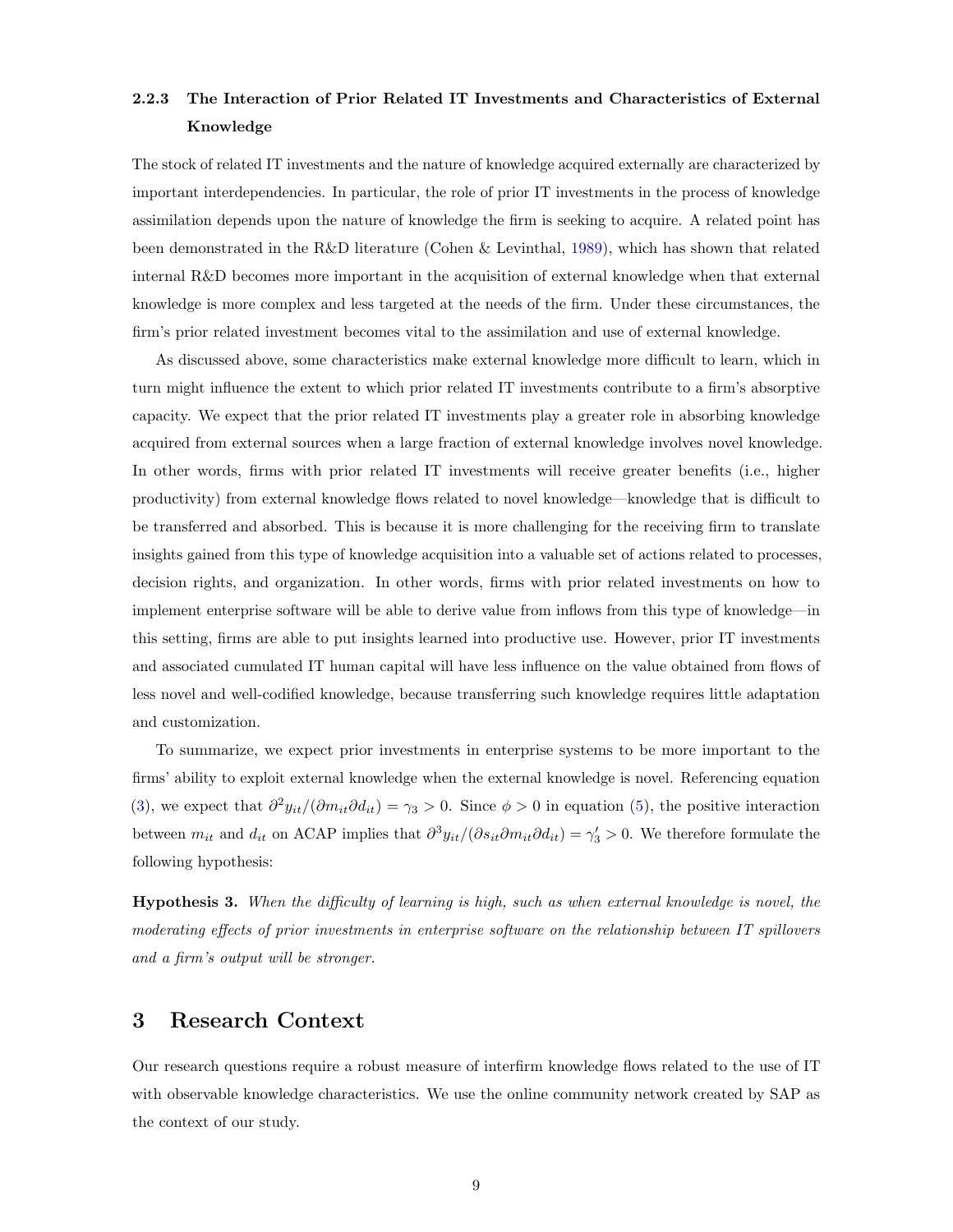### 2.2.3 The Interaction of Prior Related IT Investments and Characteristics of External Knowledge

The stock of related IT investments and the nature of knowledge acquired externally are characterized by important interdependencies. In particular, the role of prior IT investments in the process of knowledge assimilation depends upon the nature of knowledge the firm is seeking to acquire. A related point has been demonstrated in the R&D literature (Cohen & Levinthal, 1989), which has shown that related internal R&D becomes more important in the acquisition of external knowledge when that external knowledge is more complex and less targeted at the needs of the firm. Under these circumstances, the firm's prior related investment becomes vital to the assimilation and use of external knowledge.

As discussed above, some characteristics make external knowledge more difficult to learn, which in turn might influence the extent to which prior related IT investments contribute to a firm's absorptive capacity. We expect that the prior related IT investments play a greater role in absorbing knowledge acquired from external sources when a large fraction of external knowledge involves novel knowledge. In other words, firms with prior related IT investments will receive greater benefits (i.e., higher productivity) from external knowledge flows related to novel knowledge—knowledge that is difficult to be transferred and absorbed. This is because it is more challenging for the receiving firm to translate insights gained from this type of knowledge acquisition into a valuable set of actions related to processes, decision rights, and organization. In other words, firms with prior related investments on how to implement enterprise software will be able to derive value from inflows from this type of knowledge—in this setting, firms are able to put insights learned into productive use. However, prior IT investments and associated cumulated IT human capital will have less influence on the value obtained from flows of less novel and well-codified knowledge, because transferring such knowledge requires little adaptation and customization.

To summarize, we expect prior investments in enterprise systems to be more important to the firms' ability to exploit external knowledge when the external knowledge is novel. Referencing equation (3), we expect that $\partial^2 y_{it}/(\partial m_{it} \partial d_{it}) = \gamma_3 > 0$. Since $\phi > 0$ in equation (5), the positive interaction between $m_{it}$ and $d_{it}$ on ACAP implies that $\partial^3 y_{it}/(\partial s_{it} \partial m_{it} \partial d_{it}) = \gamma_3' > 0$. We therefore formulate the following hypothesis:

**Hypothesis 3.** *When the difficulty of learning is high, such as when external knowledge is novel, the moderating effects of prior investments in enterprise software on the relationship between IT spillovers and a firm's output will be stronger.*

# 3 Research Context

Our research questions require a robust measure of interfirm knowledge flows related to the use of IT with observable knowledge characteristics. We use the online community network created by SAP as the context of our study.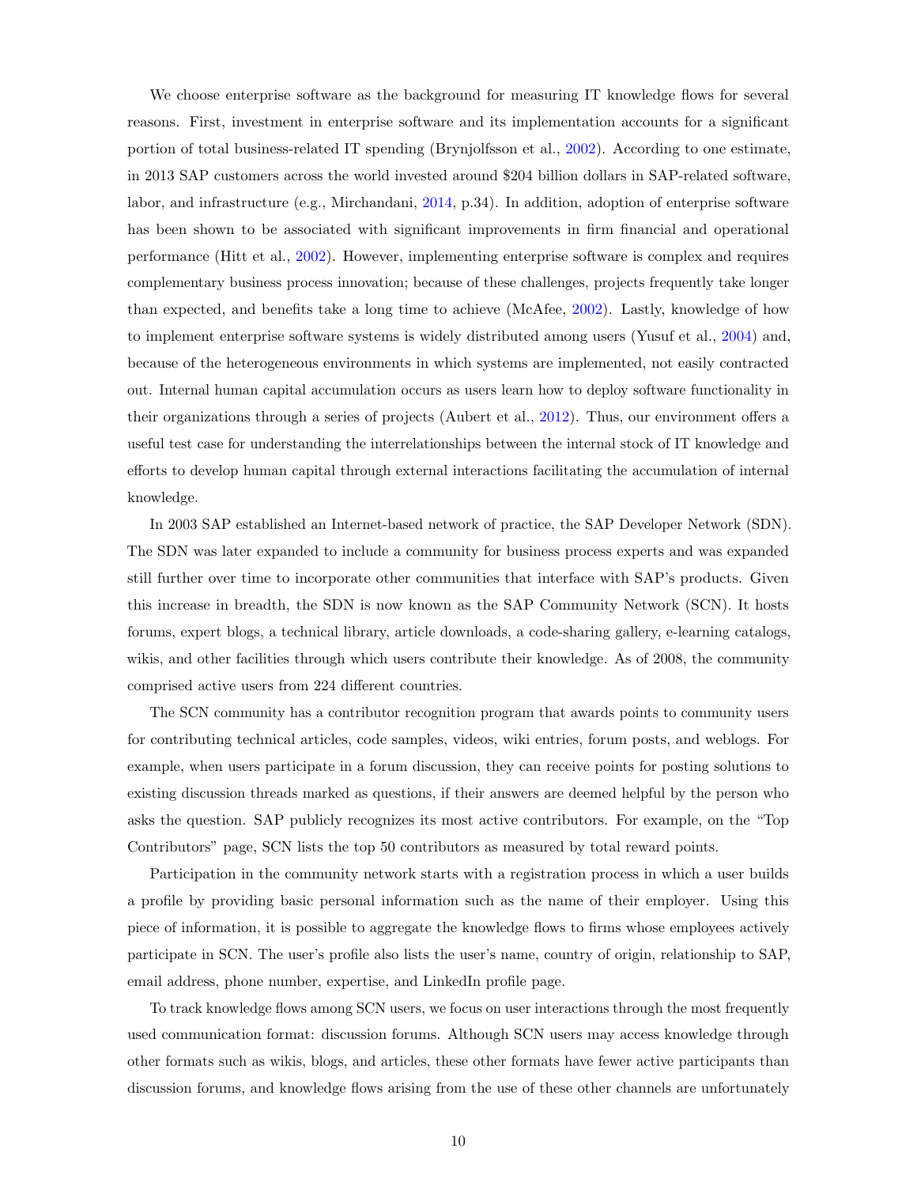We choose enterprise software as the background for measuring IT knowledge flows for several reasons. First, investment in enterprise software and its implementation accounts for a significant portion of total business-related IT spending (Brynjolfsson et al., 2002). According to one estimate, in 2013 SAP customers across the world invested around $204 billion dollars in SAP-related software, labor, and infrastructure (e.g., Mirchandani, 2014, p.34). In addition, adoption of enterprise software has been shown to be associated with significant improvements in firm financial and operational performance (Hitt et al., 2002). However, implementing enterprise software is complex and requires complementary business process innovation; because of these challenges, projects frequently take longer than expected, and benefits take a long time to achieve (McAfee, 2002). Lastly, knowledge of how to implement enterprise software systems is widely distributed among users (Yusuf et al., 2004) and, because of the heterogeneous environments in which systems are implemented, not easily contracted out. Internal human capital accumulation occurs as users learn how to deploy software functionality in their organizations through a series of projects (Aubert et al., 2012). Thus, our environment offers a useful test case for understanding the interrelationships between the internal stock of IT knowledge and efforts to develop human capital through external interactions facilitating the accumulation of internal knowledge.

In 2003 SAP established an Internet-based network of practice, the SAP Developer Network (SDN). The SDN was later expanded to include a community for business process experts and was expanded still further over time to incorporate other communities that interface with SAP's products. Given this increase in breadth, the SDN is now known as the SAP Community Network (SCN). It hosts forums, expert blogs, a technical library, article downloads, a code-sharing gallery, e-learning catalogs, wikis, and other facilities through which users contribute their knowledge. As of 2008, the community comprised active users from 224 different countries.

The SCN community has a contributor recognition program that awards points to community users for contributing technical articles, code samples, videos, wiki entries, forum posts, and weblogs. For example, when users participate in a forum discussion, they can receive points for posting solutions to existing discussion threads marked as questions, if their answers are deemed helpful by the person who asks the question. SAP publicly recognizes its most active contributors. For example, on the "Top Contributors" page, SCN lists the top 50 contributors as measured by total reward points.

Participation in the community network starts with a registration process in which a user builds a profile by providing basic personal information such as the name of their employer. Using this piece of information, it is possible to aggregate the knowledge flows to firms whose employees actively participate in SCN. The user's profile also lists the user's name, country of origin, relationship to SAP, email address, phone number, expertise, and LinkedIn profile page.

To track knowledge flows among SCN users, we focus on user interactions through the most frequently used communication format: discussion forums. Although SCN users may access knowledge through other formats such as wikis, blogs, and articles, these other formats have fewer active participants than discussion forums, and knowledge flows arising from the use of these other channels are unfortunately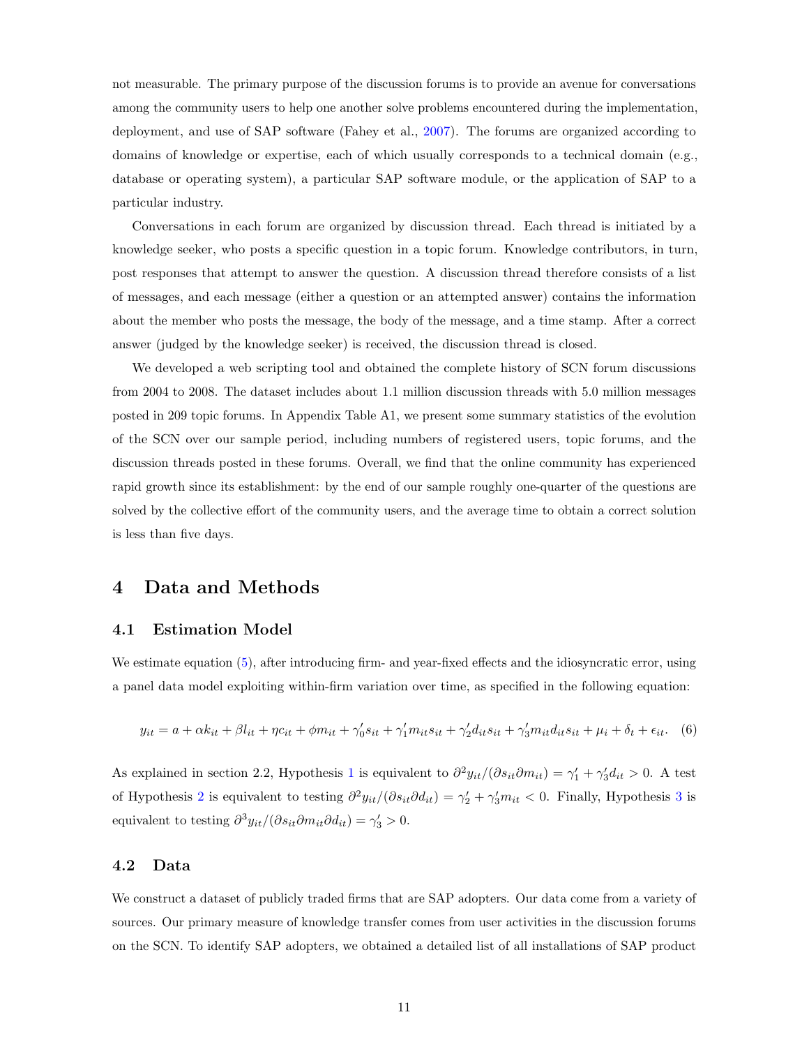not measurable. The primary purpose of the discussion forums is to provide an avenue for conversations among the community users to help one another solve problems encountered during the implementation, deployment, and use of SAP software (Fahey et al., 2007). The forums are organized according to domains of knowledge or expertise, each of which usually corresponds to a technical domain (e.g., database or operating system), a particular SAP software module, or the application of SAP to a particular industry.

Conversations in each forum are organized by discussion thread. Each thread is initiated by a knowledge seeker, who posts a specific question in a topic forum. Knowledge contributors, in turn, post responses that attempt to answer the question. A discussion thread therefore consists of a list of messages, and each message (either a question or an attempted answer) contains the information about the member who posts the message, the body of the message, and a time stamp. After a correct answer (judged by the knowledge seeker) is received, the discussion thread is closed.

We developed a web scripting tool and obtained the complete history of SCN forum discussions from 2004 to 2008. The dataset includes about 1.1 million discussion threads with 5.0 million messages posted in 209 topic forums. In Appendix Table A1, we present some summary statistics of the evolution of the SCN over our sample period, including numbers of registered users, topic forums, and the discussion threads posted in these forums. Overall, we find that the online community has experienced rapid growth since its establishment: by the end of our sample roughly one-quarter of the questions are solved by the collective effort of the community users, and the average time to obtain a correct solution is less than five days.

# 4 Data and Methods

## 4.1 Estimation Model

We estimate equation (5), after introducing firm- and year-fixed effects and the idiosyncratic error, using a panel data model exploiting within-firm variation over time, as specified in the following equation:

$$y_{it} = a + \alpha k_{it} + \beta l_{it} + \eta c_{it} + \phi m_{it} + \gamma_0' s_{it} + \gamma_1' m_{it} s_{it} + \gamma_2' d_{it} s_{it} + \gamma_3' m_{it} d_{it} s_{it} + \mu_i + \delta_t + \epsilon_{it}. \quad (6)$$

As explained in section 2.2, Hypothesis 1 is equivalent to $\partial^2 y_{it}/(\partial s_{it} \partial m_{it}) = \gamma_1' + \gamma_3' d_{it} > 0$. A test of Hypothesis 2 is equivalent to testing $\partial^2 y_{it}/(\partial s_{it} \partial d_{it}) = \gamma_2' + \gamma_3' m_{it} < 0$. Finally, Hypothesis 3 is equivalent to testing $\partial^3 y_{it}/(\partial s_{it} \partial m_{it} \partial d_{it}) = \gamma_3' > 0$.

## 4.2 Data

We construct a dataset of publicly traded firms that are SAP adopters. Our data come from a variety of sources. Our primary measure of knowledge transfer comes from user activities in the discussion forums on the SCN. To identify SAP adopters, we obtained a detailed list of all installations of SAP product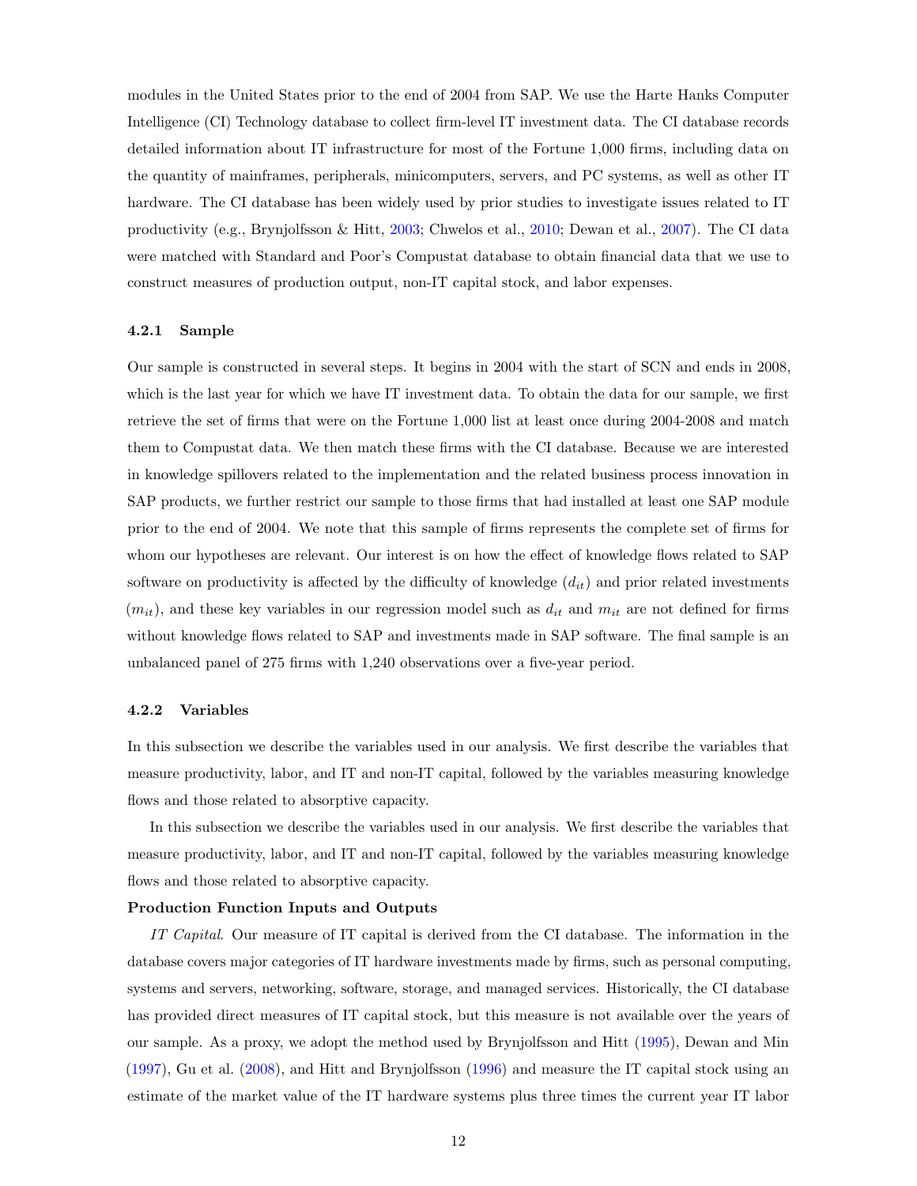modules in the United States prior to the end of 2004 from SAP. We use the Harte Hanks Computer Intelligence (CI) Technology database to collect firm-level IT investment data. The CI database records detailed information about IT infrastructure for most of the Fortune 1,000 firms, including data on the quantity of mainframes, peripherals, minicomputers, servers, and PC systems, as well as other IT hardware. The CI database has been widely used by prior studies to investigate issues related to IT productivity (e.g., Brynjolfsson & Hitt, 2003; Chwelos et al., 2010; Dewan et al., 2007). The CI data were matched with Standard and Poor's Compustat database to obtain financial data that we use to construct measures of production output, non-IT capital stock, and labor expenses.

### 4.2.1 Sample

Our sample is constructed in several steps. It begins in 2004 with the start of SCN and ends in 2008, which is the last year for which we have IT investment data. To obtain the data for our sample, we first retrieve the set of firms that were on the Fortune 1,000 list at least once during 2004-2008 and match them to Compustat data. We then match these firms with the CI database. Because we are interested in knowledge spillovers related to the implementation and the related business process innovation in SAP products, we further restrict our sample to those firms that had installed at least one SAP module prior to the end of 2004. We note that this sample of firms represents the complete set of firms for whom our hypotheses are relevant. Our interest is on how the effect of knowledge flows related to SAP software on productivity is affected by the difficulty of knowledge ($d_{it}$) and prior related investments ($m_{it}$), and these key variables in our regression model such as $d_{it}$ and $m_{it}$ are not defined for firms without knowledge flows related to SAP and investments made in SAP software. The final sample is an unbalanced panel of 275 firms with 1,240 observations over a five-year period.

### 4.2.2 Variables

In this subsection we describe the variables used in our analysis. We first describe the variables that measure productivity, labor, and IT and non-IT capital, followed by the variables measuring knowledge flows and those related to absorptive capacity.

In this subsection we describe the variables used in our analysis. We first describe the variables that measure productivity, labor, and IT and non-IT capital, followed by the variables measuring knowledge flows and those related to absorptive capacity.

**Production Function Inputs and Outputs**

*IT Capital*. Our measure of IT capital is derived from the CI database. The information in the database covers major categories of IT hardware investments made by firms, such as personal computing, systems and servers, networking, software, storage, and managed services. Historically, the CI database has provided direct measures of IT capital stock, but this measure is not available over the years of our sample. As a proxy, we adopt the method used by Brynjolfsson and Hitt (1995), Dewan and Min (1997), Gu et al. (2008), and Hitt and Brynjolfsson (1996) and measure the IT capital stock using an estimate of the market value of the IT hardware systems plus three times the current year IT labor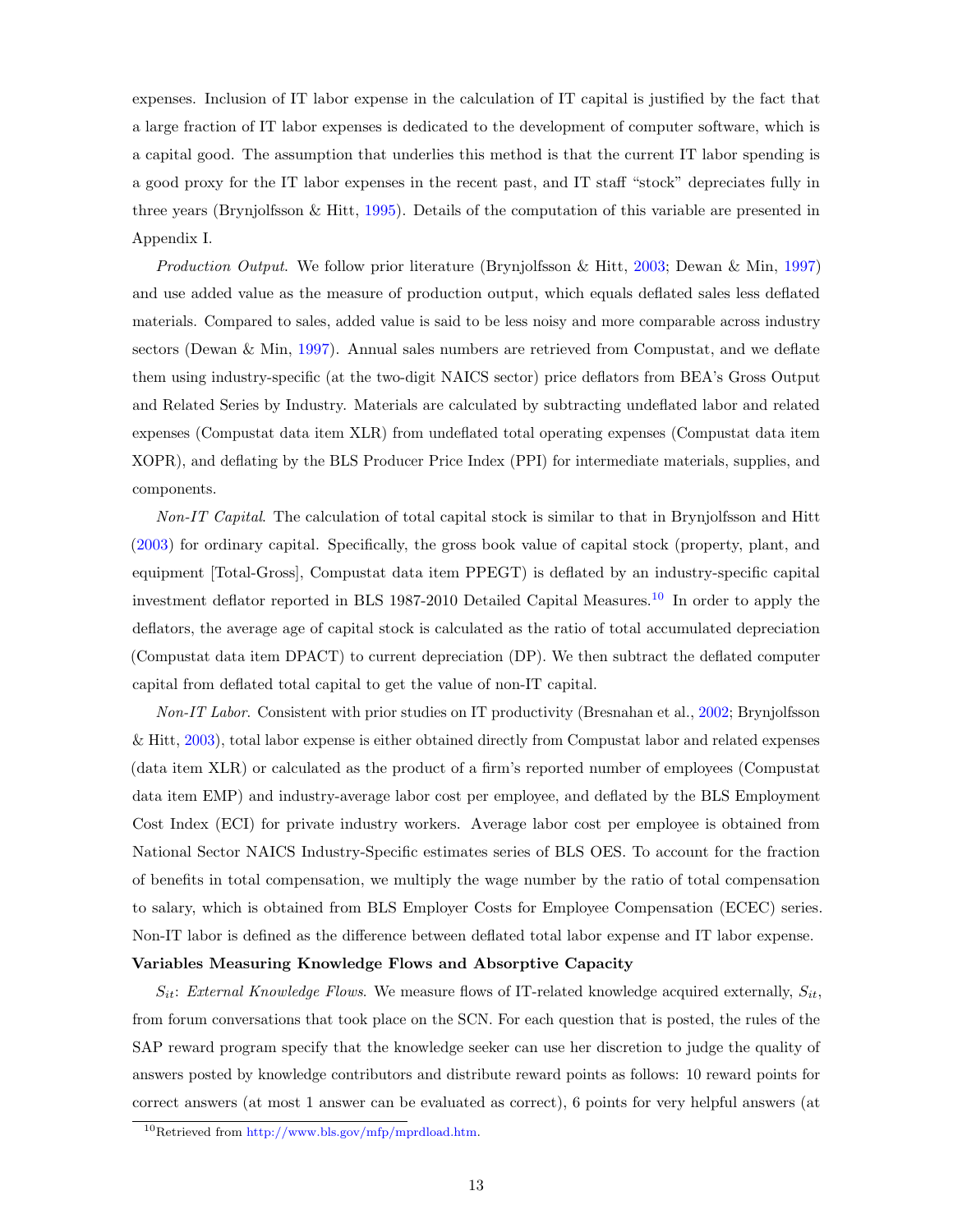expenses. Inclusion of IT labor expense in the calculation of IT capital is justified by the fact that a large fraction of IT labor expenses is dedicated to the development of computer software, which is a capital good. The assumption that underlies this method is that the current IT labor spending is a good proxy for the IT labor expenses in the recent past, and IT staff "stock" depreciates fully in three years (Brynjolfsson & Hitt, 1995). Details of the computation of this variable are presented in Appendix I.

*Production Output*. We follow prior literature (Brynjolfsson & Hitt, 2003; Dewan & Min, 1997) and use added value as the measure of production output, which equals deflated sales less deflated materials. Compared to sales, added value is said to be less noisy and more comparable across industry sectors (Dewan & Min, 1997). Annual sales numbers are retrieved from Compustat, and we deflate them using industry-specific (at the two-digit NAICS sector) price deflators from BEA's Gross Output and Related Series by Industry. Materials are calculated by subtracting undeflated labor and related expenses (Compustat data item XLR) from undeflated total operating expenses (Compustat data item XOPR), and deflating by the BLS Producer Price Index (PPI) for intermediate materials, supplies, and components.

*Non-IT Capital*. The calculation of total capital stock is similar to that in Brynjolfsson and Hitt (2003) for ordinary capital. Specifically, the gross book value of capital stock (property, plant, and equipment [Total-Gross], Compustat data item PPEGT) is deflated by an industry-specific capital investment deflator reported in BLS 1987-2010 Detailed Capital Measures.[10] In order to apply the deflators, the average age of capital stock is calculated as the ratio of total accumulated depreciation (Compustat data item DPACT) to current depreciation (DP). We then subtract the deflated computer capital from deflated total capital to get the value of non-IT capital.

*Non-IT Labor*. Consistent with prior studies on IT productivity (Bresnahan et al., 2002; Brynjolfsson & Hitt, 2003), total labor expense is either obtained directly from Compustat labor and related expenses (data item XLR) or calculated as the product of a firm's reported number of employees (Compustat data item EMP) and industry-average labor cost per employee, and deflated by the BLS Employment Cost Index (ECI) for private industry workers. Average labor cost per employee is obtained from National Sector NAICS Industry-Specific estimates series of BLS OES. To account for the fraction of benefits in total compensation, we multiply the wage number by the ratio of total compensation to salary, which is obtained from BLS Employer Costs for Employee Compensation (ECEC) series. Non-IT labor is defined as the difference between deflated total labor expense and IT labor expense.

**Variables Measuring Knowledge Flows and Absorptive Capacity**

$S_{it}$: *External Knowledge Flows*. We measure flows of IT-related knowledge acquired externally, $S_{it}$, from forum conversations that took place on the SCN. For each question that is posted, the rules of the SAP reward program specify that the knowledge seeker can use her discretion to judge the quality of answers posted by knowledge contributors and distribute reward points as follows: 10 reward points for correct answers (at most 1 answer can be evaluated as correct), 6 points for very helpful answers (at

[10] Retrieved from http://www.bls.gov/mfp/mprdload.htm.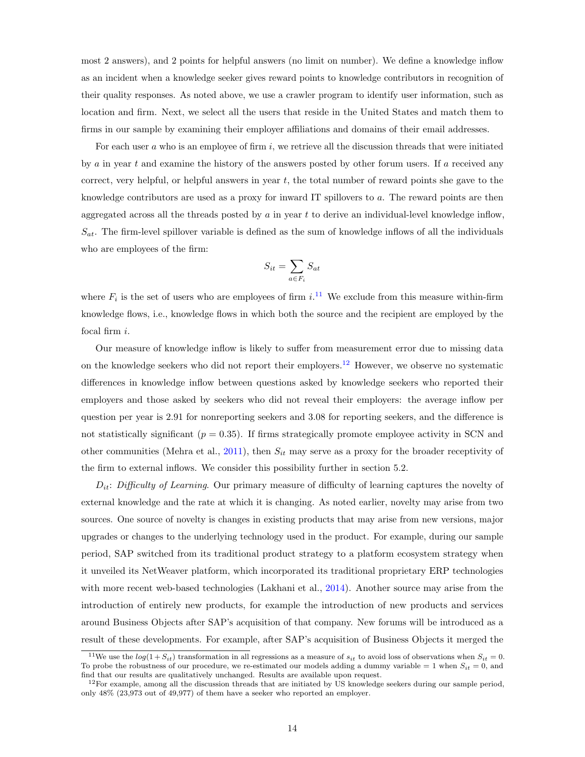most 2 answers), and 2 points for helpful answers (no limit on number). We define a knowledge inflow as an incident when a knowledge seeker gives reward points to knowledge contributors in recognition of their quality responses. As noted above, we use a crawler program to identify user information, such as location and firm. Next, we select all the users that reside in the United States and match them to firms in our sample by examining their employer affiliations and domains of their email addresses.

For each user $a$ who is an employee of firm $i$, we retrieve all the discussion threads that were initiated by $a$ in year $t$ and examine the history of the answers posted by other forum users. If $a$ received any correct, very helpful, or helpful answers in year $t$, the total number of reward points she gave to the knowledge contributors are used as a proxy for inward IT spillovers to $a$. The reward points are then aggregated across all the threads posted by $a$ in year $t$ to derive an individual-level knowledge inflow, $S_{at}$. The firm-level spillover variable is defined as the sum of knowledge inflows of all the individuals who are employees of the firm:

$$S_{it} = \sum_{a \in F_i} S_{at}$$

where $F_i$ is the set of users who are employees of firm $i$.[11] We exclude from this measure within-firm knowledge flows, i.e., knowledge flows in which both the source and the recipient are employed by the focal firm $i$.

Our measure of knowledge inflow is likely to suffer from measurement error due to missing data on the knowledge seekers who did not report their employers.[12] However, we observe no systematic differences in knowledge inflow between questions asked by knowledge seekers who reported their employers and those asked by seekers who did not reveal their employers: the average inflow per question per year is 2.91 for nonreporting seekers and 3.08 for reporting seekers, and the difference is not statistically significant ($p = 0.35$). If firms strategically promote employee activity in SCN and other communities (Mehra et al., 2011), then $S_{it}$ may serve as a proxy for the broader receptivity of the firm to external inflows. We consider this possibility further in section 5.2.

$D_{it}$: *Difficulty of Learning*. Our primary measure of difficulty of learning captures the novelty of external knowledge and the rate at which it is changing. As noted earlier, novelty may arise from two sources. One source of novelty is changes in existing products that may arise from new versions, major upgrades or changes to the underlying technology used in the product. For example, during our sample period, SAP switched from its traditional product strategy to a platform ecosystem strategy when it unveiled its NetWeaver platform, which incorporated its traditional proprietary ERP technologies with more recent web-based technologies (Lakhani et al., 2014). Another source may arise from the introduction of entirely new products, for example the introduction of new products and services around Business Objects after SAP's acquisition of that company. New forums will be introduced as a result of these developments. For example, after SAP's acquisition of Business Objects it merged the

[11] We use the $log(1 + S_{it})$ transformation in all regressions as a measure of $s_{it}$ to avoid loss of observations when $S_{it} = 0$. To probe the robustness of our procedure, we re-estimated our models adding a dummy variable = 1 when $S_{it} = 0$, and find that our results are qualitatively unchanged. Results are available upon request.

[12] For example, among all the discussion threads that are initiated by US knowledge seekers during our sample period, only 48% (23,973 out of 49,977) of them have a seeker who reported an employer.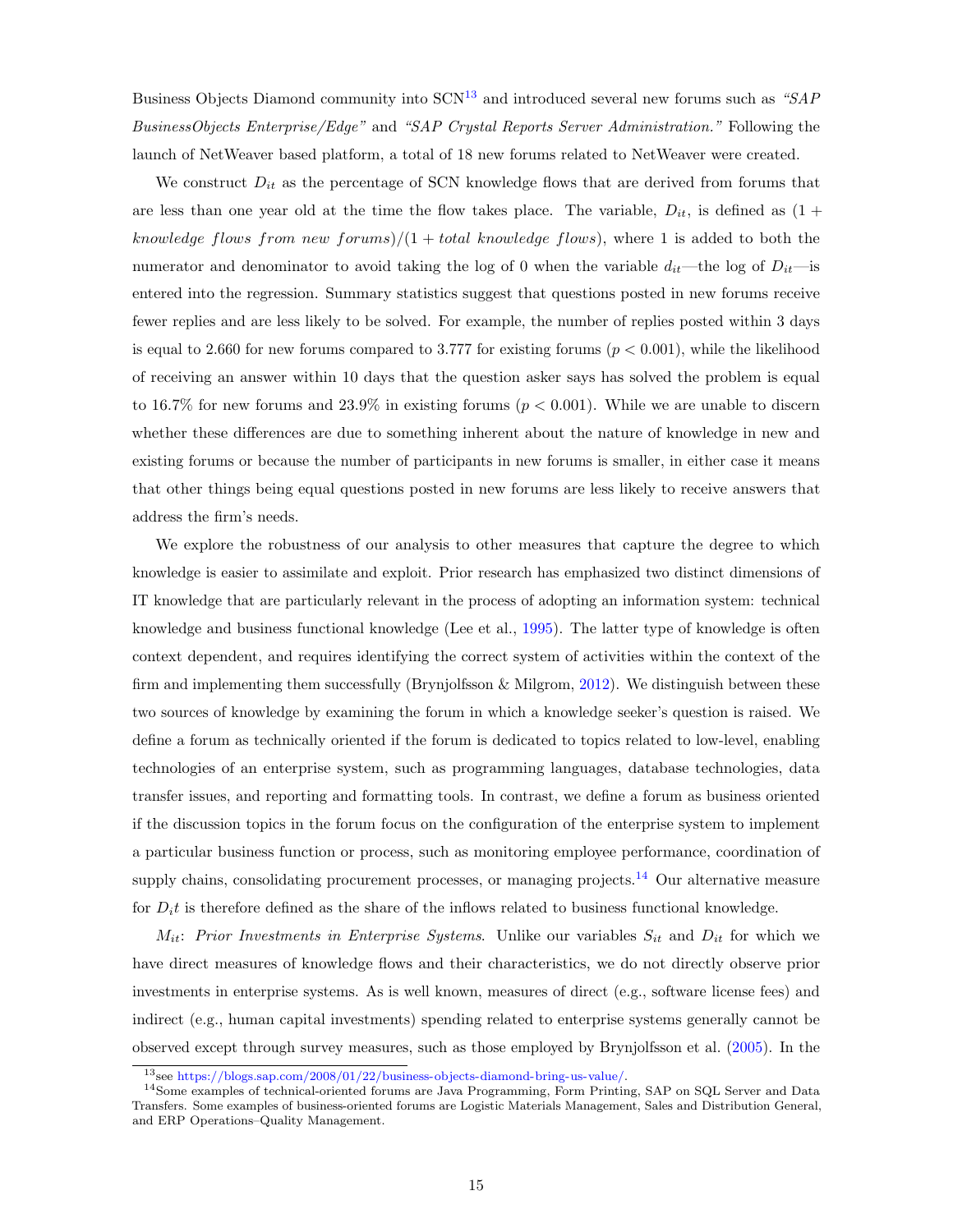Business Objects Diamond community into SCN[13] and introduced several new forums such as *"SAP BusinessObjects Enterprise/Edge"* and *"SAP Crystal Reports Server Administration."* Following the launch of NetWeaver based platform, a total of 18 new forums related to NetWeaver were created.

We construct $D_{it}$ as the percentage of SCN knowledge flows that are derived from forums that are less than one year old at the time the flow takes place. The variable, $D_{it}$, is defined as $(1 +$ *knowledge flows from new forums*$)/(1 +$ *total knowledge flows*$)$, where 1 is added to both the numerator and denominator to avoid taking the log of 0 when the variable $d_{it}$—the log of $D_{it}$—is entered into the regression. Summary statistics suggest that questions posted in new forums receive fewer replies and are less likely to be solved. For example, the number of replies posted within 3 days is equal to 2.660 for new forums compared to 3.777 for existing forums ($p < 0.001$), while the likelihood of receiving an answer within 10 days that the question asker says has solved the problem is equal to 16.7% for new forums and 23.9% in existing forums ($p < 0.001$). While we are unable to discern whether these differences are due to something inherent about the nature of knowledge in new and existing forums or because the number of participants in new forums is smaller, in either case it means that other things being equal questions posted in new forums are less likely to receive answers that address the firm's needs.

We explore the robustness of our analysis to other measures that capture the degree to which knowledge is easier to assimilate and exploit. Prior research has emphasized two distinct dimensions of IT knowledge that are particularly relevant in the process of adopting an information system: technical knowledge and business functional knowledge (Lee et al., 1995). The latter type of knowledge is often context dependent, and requires identifying the correct system of activities within the context of the firm and implementing them successfully (Brynjolfsson & Milgrom, 2012). We distinguish between these two sources of knowledge by examining the forum in which a knowledge seeker's question is raised. We define a forum as technically oriented if the forum is dedicated to topics related to low-level, enabling technologies of an enterprise system, such as programming languages, database technologies, data transfer issues, and reporting and formatting tools. In contrast, we define a forum as business oriented if the discussion topics in the forum focus on the configuration of the enterprise system to implement a particular business function or process, such as monitoring employee performance, coordination of supply chains, consolidating procurement processes, or managing projects.[14] Our alternative measure for $D_it$ is therefore defined as the share of the inflows related to business functional knowledge.

$M_{it}$: *Prior Investments in Enterprise Systems*. Unlike our variables $S_{it}$ and $D_{it}$ for which we have direct measures of knowledge flows and their characteristics, we do not directly observe prior investments in enterprise systems. As is well known, measures of direct (e.g., software license fees) and indirect (e.g., human capital investments) spending related to enterprise systems generally cannot be observed except through survey measures, such as those employed by Brynjolfsson et al. (2005). In the

[13] see https://blogs.sap.com/2008/01/22/business-objects-diamond-bring-us-value/.

[14] Some examples of technical-oriented forums are Java Programming, Form Printing, SAP on SQL Server and Data Transfers. Some examples of business-oriented forums are Logistic Materials Management, Sales and Distribution General, and ERP Operations–Quality Management.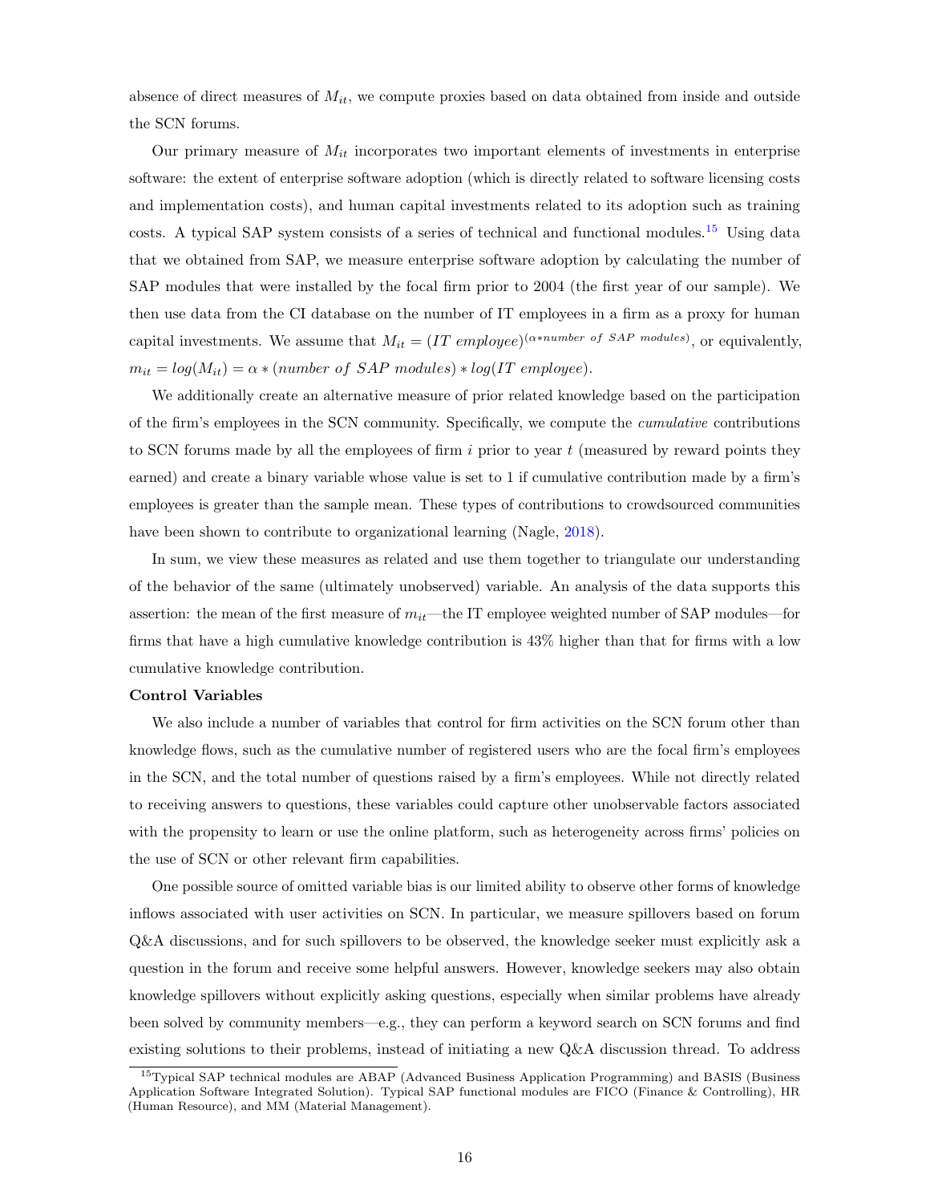absence of direct measures of $M_{it}$, we compute proxies based on data obtained from inside and outside the SCN forums.

Our primary measure of $M_{it}$ incorporates two important elements of investments in enterprise software: the extent of enterprise software adoption (which is directly related to software licensing costs and implementation costs), and human capital investments related to its adoption such as training costs. A typical SAP system consists of a series of technical and functional modules.[15] Using data that we obtained from SAP, we measure enterprise software adoption by calculating the number of SAP modules that were installed by the focal firm prior to 2004 (the first year of our sample). We then use data from the CI database on the number of IT employees in a firm as a proxy for human capital investments. We assume that $M_{it} = (IT\ employee)^{(\alpha * number\ of\ SAP\ modules)}$, or equivalently, $m_{it} = log(M_{it}) = \alpha * (number\ of\ SAP\ modules) * log(IT\ employee)$.

We additionally create an alternative measure of prior related knowledge based on the participation of the firm's employees in the SCN community. Specifically, we compute the *cumulative* contributions to SCN forums made by all the employees of firm $i$ prior to year $t$ (measured by reward points they earned) and create a binary variable whose value is set to 1 if cumulative contribution made by a firm's employees is greater than the sample mean. These types of contributions to crowdsourced communities have been shown to contribute to organizational learning (Nagle, 2018).

In sum, we view these measures as related and use them together to triangulate our understanding of the behavior of the same (ultimately unobserved) variable. An analysis of the data supports this assertion: the mean of the first measure of $m_{it}$—the IT employee weighted number of SAP modules—for firms that have a high cumulative knowledge contribution is 43% higher than that for firms with a low cumulative knowledge contribution.

**Control Variables**

We also include a number of variables that control for firm activities on the SCN forum other than knowledge flows, such as the cumulative number of registered users who are the focal firm's employees in the SCN, and the total number of questions raised by a firm's employees. While not directly related to receiving answers to questions, these variables could capture other unobservable factors associated with the propensity to learn or use the online platform, such as heterogeneity across firms' policies on the use of SCN or other relevant firm capabilities.

One possible source of omitted variable bias is our limited ability to observe other forms of knowledge inflows associated with user activities on SCN. In particular, we measure spillovers based on forum Q&A discussions, and for such spillovers to be observed, the knowledge seeker must explicitly ask a question in the forum and receive some helpful answers. However, knowledge seekers may also obtain knowledge spillovers without explicitly asking questions, especially when similar problems have already been solved by community members—e.g., they can perform a keyword search on SCN forums and find existing solutions to their problems, instead of initiating a new Q&A discussion thread. To address

[15] Typical SAP technical modules are ABAP (Advanced Business Application Programming) and BASIS (Business Application Software Integrated Solution). Typical SAP functional modules are FICO (Finance & Controlling), HR (Human Resource), and MM (Material Management).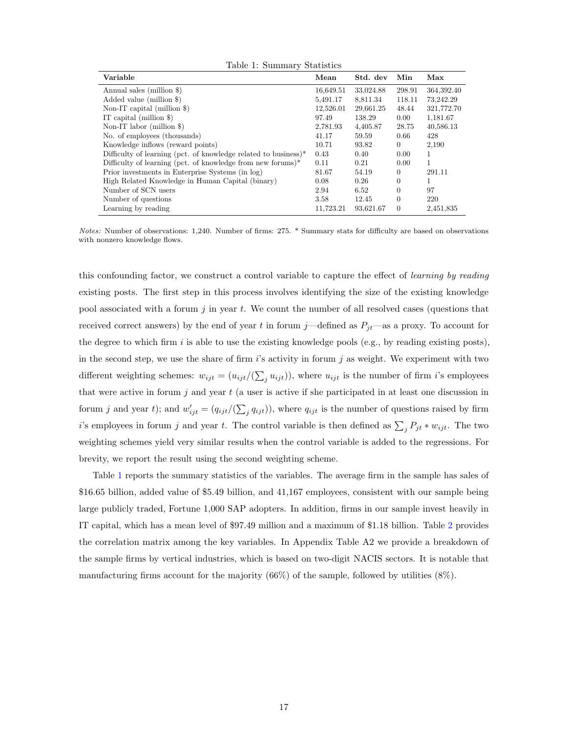Table 1: Summary Statistics

| Variable | Mean | Std. dev | Min | Max |
|---|---|---|---|---|
| Annual sales (million $) | 16,649.51 | 33,024.88 | 298.91 | 364,392.40 |
| Added value (million $) | 5,491.17 | 8,811.34 | 118.11 | 73,242.29 |
| Non-IT capital (million $) | 12,526.01 | 29,661.25 | 48.44 | 321,772.70 |
| IT capital (million $) | 97.49 | 138.29 | 0.00 | 1,181.67 |
| Non-IT labor (million $) | 2,781.93 | 4,405.87 | 28.75 | 40,586.13 |
| No. of employees (thousands) | 41.17 | 59.59 | 0.66 | 428 |
| Knowledge inflows (reward points) | 10.71 | 93.82 | 0 | 2,190 |
| Difficulty of learning (pct. of knowledge related to business)* | 0.43 | 0.40 | 0.00 | 1 |
| Difficulty of learning (pct. of knowledge from new forums)* | 0.11 | 0.21 | 0.00 | 1 |
| Prior investments in Enterprise Systems (in log) | 81.67 | 54.19 | 0 | 291.11 |
| High Related Knowledge in Human Capital (binary) | 0.08 | 0.26 | 0 | 1 |
| Number of SCN users | 2.94 | 6.52 | 0 | 97 |
| Number of questions | 3.58 | 12.45 | 0 | 220 |
| Learning by reading | 11,723.21 | 93,621.67 | 0 | 2,451,835 |

*Notes:* Number of observations: 1,240. Number of firms: 275. * Summary stats for difficulty are based on observations with nonzero knowledge flows.

this confounding factor, we construct a control variable to capture the effect of *learning by reading* existing posts. The first step in this process involves identifying the size of the existing knowledge pool associated with a forum $j$ in year $t$. We count the number of all resolved cases (questions that received correct answers) by the end of year $t$ in forum $j$—defined as $P_{jt}$—as a proxy. To account for the degree to which firm $i$ is able to use the existing knowledge pools (e.g., by reading existing posts), in the second step, we use the share of firm $i$'s activity in forum $j$ as weight. We experiment with two different weighting schemes: $w_{ijt} = (u_{ijt}/(\sum_j u_{ijt}))$, where $u_{ijt}$ is the number of firm $i$'s employees that were active in forum $j$ and year $t$ (a user is active if she participated in at least one discussion in forum $j$ and year $t$); and $w'_{ijt} = (q_{ijt}/(\sum_j q_{ijt}))$, where $q_{ijt}$ is the number of questions raised by firm $i$'s employees in forum $j$ and year $t$. The control variable is then defined as $\sum_j P_{jt} * w_{ijt}$. The two weighting schemes yield very similar results when the control variable is added to the regressions. For brevity, we report the result using the second weighting scheme.

Table 1 reports the summary statistics of the variables. The average firm in the sample has sales of \$16.65 billion, added value of \$5.49 billion, and 41,167 employees, consistent with our sample being large publicly traded, Fortune 1,000 SAP adopters. In addition, firms in our sample invest heavily in IT capital, which has a mean level of \$97.49 million and a maximum of \$1.18 billion. Table 2 provides the correlation matrix among the key variables. In Appendix Table A2 we provide a breakdown of the sample firms by vertical industries, which is based on two-digit NACIS sectors. It is notable that manufacturing firms account for the majority (66%) of the sample, followed by utilities (8%).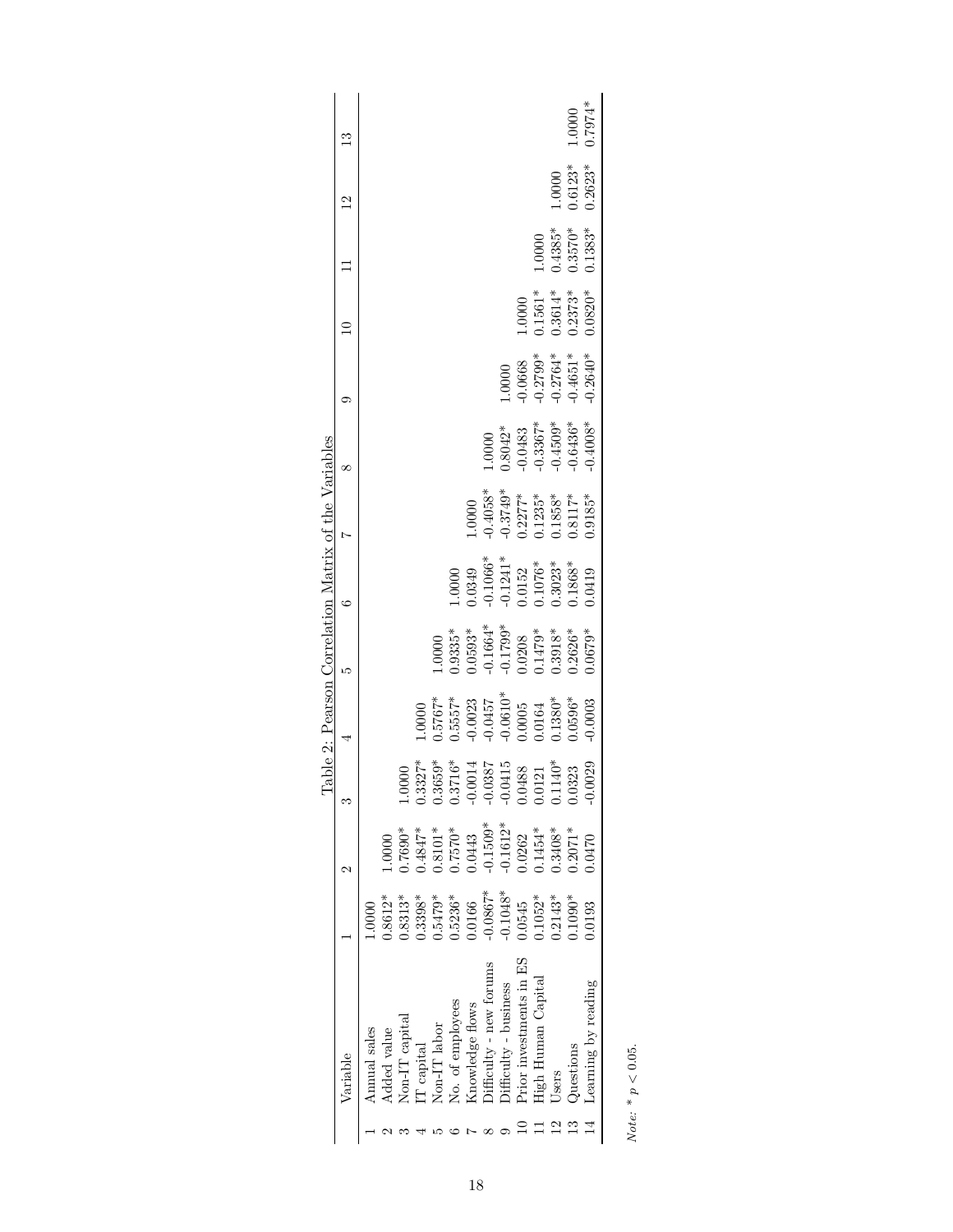Table 2: Pearson Correlation Matrix of the Variables

| | Variable | 1 | 2 | 3 | 4 | 5 | 6 | 7 | 8 | 9 | 10 | 11 | 12 | 13 |
|---|---|---|---|---|---|---|---|---|---|---|---|---|---|---|
| 1 | Annual sales | 1.0000 | | | | | | | | | | | | |
| 2 | Added value | 0.8612* | 1.0000 | | | | | | | | | | | |
| 3 | Non-IT capital | 0.8313* | 0.7690* | 1.0000 | | | | | | | | | | |
| 4 | IT capital | 0.3398* | 0.4847* | 0.3327* | 1.0000 | | | | | | | | | |
| 5 | Non-IT labor | 0.5479* | 0.8101* | 0.3659* | 0.5767* | 1.0000 | | | | | | | | |
| 6 | No. of employees | 0.5236* | 0.7570* | 0.3716* | 0.5557* | 0.9335* | 1.0000 | | | | | | | |
| 7 | Knowledge flows | 0.0166 | 0.0443 | -0.0014 | -0.0023 | 0.0593* | 0.0349 | 1.0000 | | | | | | |
| 8 | Difficulty - new forums | -0.0867* | -0.1509* | -0.0387 | -0.0457 | -0.1664* | -0.1066* | -0.4058* | 1.0000 | | | | | |
| 9 | Difficulty - business | -0.1048* | -0.1612* | -0.0415 | -0.0610* | -0.1799* | -0.1241* | -0.3749* | 0.8042* | 1.0000 | | | | |
| 10 | Prior investments in ES | 0.0545 | 0.0262 | 0.0488 | 0.0005 | 0.0208 | 0.0152 | 0.2277* | -0.0483 | -0.0668 | 1.0000 | | | |
| 11 | High Human Capital | 0.1052* | 0.1454* | 0.0121 | 0.0164 | 0.1479* | 0.1076* | 0.1235* | -0.3367* | -0.2799* | 0.1561* | 1.0000 | | |
| 12 | Users | 0.2143* | 0.3408* | 0.1140* | 0.1380* | 0.3918* | 0.3023* | 0.1858* | -0.4509* | -0.2764* | 0.3614* | 0.4385* | 1.0000 | |
| 13 | Questions | 0.1090* | 0.2071* | 0.0323 | 0.0596* | 0.2626* | 0.1868* | 0.8117* | -0.6436* | -0.4651* | 0.2373* | 0.3570* | 0.6123* | 1.0000 |
| 14 | Learning by reading | 0.0193 | 0.0470 | -0.0029 | -0.0003 | 0.0679* | 0.0419 | 0.9185* | -0.4008* | -0.2640* | 0.0820* | 0.1383* | 0.2623* | 0.7974* |

*Note:* * $p < 0.05$.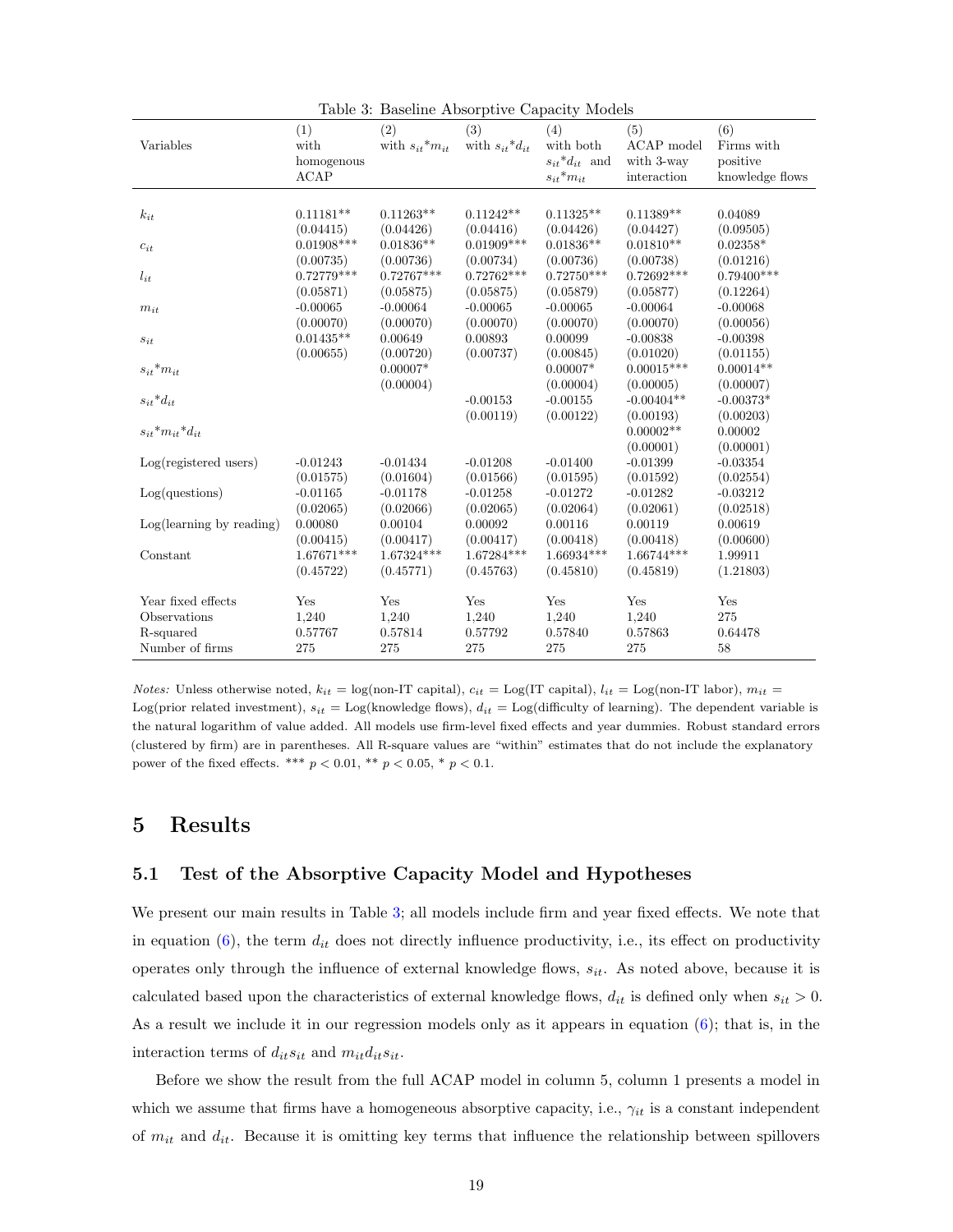Table 3: Baseline Absorptive Capacity Models

| Variables | (1) with homogenous ACAP | (2) with $s_{it}$\*$m_{it}$ | (3) with $s_{it}$\*$d_{it}$ | (4) with both $s_{it}$\*$d_{it}$ and $s_{it}$\*$m_{it}$ | (5) ACAP model with 3-way interaction | (6) Firms with positive knowledge flows |
|---|---|---|---|---|---|---|
| $k_{it}$ | 0.11181\*\* | 0.11263\*\* | 0.11242\*\* | 0.11325\*\* | 0.11389\*\* | 0.04089 |
| | (0.04415) | (0.04426) | (0.04416) | (0.04426) | (0.04427) | (0.09505) |
| $c_{it}$ | 0.01908\*\*\* | 0.01836\*\* | 0.01909\*\*\* | 0.01836\*\* | 0.01810\*\* | 0.02358\* |
| | (0.00735) | (0.00736) | (0.00734) | (0.00736) | (0.00738) | (0.01216) |
| $l_{it}$ | 0.72779\*\*\* | 0.72767\*\*\* | 0.72762\*\*\* | 0.72750\*\*\* | 0.72692\*\*\* | 0.79400\*\*\* |
| | (0.05871) | (0.05875) | (0.05875) | (0.05879) | (0.05877) | (0.12264) |
| $m_{it}$ | -0.00065 | -0.00064 | -0.00065 | -0.00065 | -0.00064 | -0.00068 |
| | (0.00070) | (0.00070) | (0.00070) | (0.00070) | (0.00070) | (0.00056) |
| $s_{it}$ | 0.01435\*\* | 0.00649 | 0.00893 | 0.00099 | -0.00838 | -0.00398 |
| | (0.00655) | (0.00720) | (0.00737) | (0.00845) | (0.01020) | (0.01155) |
| $s_{it}$\*$m_{it}$ | | 0.00007\* | | 0.00007\* | 0.00015\*\*\* | 0.00014\*\* |
| | | (0.00004) | | (0.00004) | (0.00005) | (0.00007) |
| $s_{it}$\*$d_{it}$ | | | -0.00153 | -0.00155 | -0.00404\*\* | -0.00373\* |
| | | | (0.00119) | (0.00122) | (0.00193) | (0.00203) |
| $s_{it}$\*$m_{it}$\*$d_{it}$ | | | | | 0.00002\*\* | 0.00002 |
| | | | | | (0.00001) | (0.00001) |
| Log(registered users) | -0.01243 | -0.01434 | -0.01208 | -0.01400 | -0.01399 | -0.03354 |
| | (0.01575) | (0.01604) | (0.01566) | (0.01595) | (0.01592) | (0.02554) |
| Log(questions) | -0.01165 | -0.01178 | -0.01258 | -0.01272 | -0.01282 | -0.03212 |
| | (0.02065) | (0.02066) | (0.02065) | (0.02064) | (0.02061) | (0.02518) |
| Log(learning by reading) | 0.00080 | 0.00104 | 0.00092 | 0.00116 | 0.00119 | 0.00619 |
| | (0.00415) | (0.00417) | (0.00417) | (0.00418) | (0.00418) | (0.00600) |
| Constant | 1.67671\*\*\* | 1.67324\*\*\* | 1.67284\*\*\* | 1.66934\*\*\* | 1.66744\*\*\* | 1.99911 |
| | (0.45722) | (0.45771) | (0.45763) | (0.45810) | (0.45819) | (1.21803) |
| Year fixed effects | Yes | Yes | Yes | Yes | Yes | Yes |
| Observations | 1,240 | 1,240 | 1,240 | 1,240 | 1,240 | 275 |
| R-squared | 0.57767 | 0.57814 | 0.57792 | 0.57840 | 0.57863 | 0.64478 |
| Number of firms | 275 | 275 | 275 | 275 | 275 | 58 |

*Notes:* Unless otherwise noted, $k_{it}$ = log(non-IT capital), $c_{it}$ = Log(IT capital), $l_{it}$ = Log(non-IT labor), $m_{it}$ = Log(prior related investment), $s_{it}$ = Log(knowledge flows), $d_{it}$ = Log(difficulty of learning). The dependent variable is the natural logarithm of value added. All models use firm-level fixed effects and year dummies. Robust standard errors (clustered by firm) are in parentheses. All R-square values are "within" estimates that do not include the explanatory power of the fixed effects. \*\*\* $p < 0.01$, \*\* $p < 0.05$, \* $p < 0.1$.

# 5 Results

## 5.1 Test of the Absorptive Capacity Model and Hypotheses

We present our main results in Table 3; all models include firm and year fixed effects. We note that in equation (6), the term $d_{it}$ does not directly influence productivity, i.e., its effect on productivity operates only through the influence of external knowledge flows, $s_{it}$. As noted above, because it is calculated based upon the characteristics of external knowledge flows, $d_{it}$ is defined only when $s_{it} > 0$. As a result we include it in our regression models only as it appears in equation (6); that is, in the interaction terms of $d_{it}s_{it}$ and $m_{it}d_{it}s_{it}$.

Before we show the result from the full ACAP model in column 5, column 1 presents a model in which we assume that firms have a homogeneous absorptive capacity, i.e., $\gamma_{it}$ is a constant independent of $m_{it}$ and $d_{it}$. Because it is omitting key terms that influence the relationship between spillovers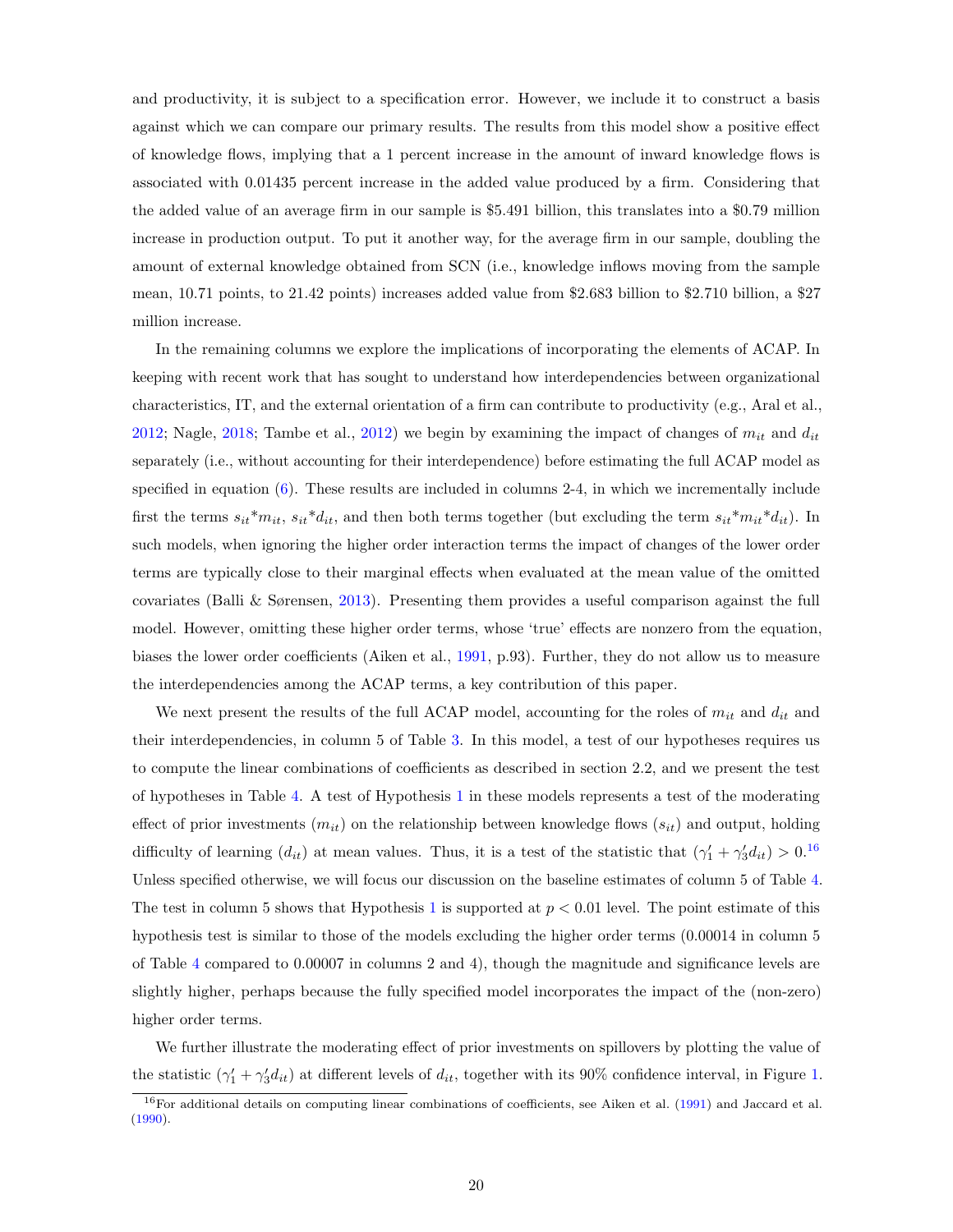and productivity, it is subject to a specification error. However, we include it to construct a basis against which we can compare our primary results. The results from this model show a positive effect of knowledge flows, implying that a 1 percent increase in the amount of inward knowledge flows is associated with 0.01435 percent increase in the added value produced by a firm. Considering that the added value of an average firm in our sample is \$5.491 billion, this translates into a \$0.79 million increase in production output. To put it another way, for the average firm in our sample, doubling the amount of external knowledge obtained from SCN (i.e., knowledge inflows moving from the sample mean, 10.71 points, to 21.42 points) increases added value from \$2.683 billion to \$2.710 billion, a \$27 million increase.

In the remaining columns we explore the implications of incorporating the elements of ACAP. In keeping with recent work that has sought to understand how interdependencies between organizational characteristics, IT, and the external orientation of a firm can contribute to productivity (e.g., Aral et al., 2012; Nagle, 2018; Tambe et al., 2012) we begin by examining the impact of changes of $m_{it}$ and $d_{it}$ separately (i.e., without accounting for their interdependence) before estimating the full ACAP model as specified in equation (6). These results are included in columns 2-4, in which we incrementally include first the terms $s_{it}$*$m_{it}$, $s_{it}$*$d_{it}$, and then both terms together (but excluding the term $s_{it}$*$m_{it}$*$d_{it}$). In such models, when ignoring the higher order interaction terms the impact of changes of the lower order terms are typically close to their marginal effects when evaluated at the mean value of the omitted covariates (Balli & Sørensen, 2013). Presenting them provides a useful comparison against the full model. However, omitting these higher order terms, whose 'true' effects are nonzero from the equation, biases the lower order coefficients (Aiken et al., 1991, p.93). Further, they do not allow us to measure the interdependencies among the ACAP terms, a key contribution of this paper.

We next present the results of the full ACAP model, accounting for the roles of $m_{it}$ and $d_{it}$ and their interdependencies, in column 5 of Table 3. In this model, a test of our hypotheses requires us to compute the linear combinations of coefficients as described in section 2.2, and we present the test of hypotheses in Table 4. A test of Hypothesis 1 in these models represents a test of the moderating effect of prior investments ($m_{it}$) on the relationship between knowledge flows ($s_{it}$) and output, holding difficulty of learning ($d_{it}$) at mean values. Thus, it is a test of the statistic that $(\gamma_1' + \gamma_3' d_{it}) > 0$.[16] Unless specified otherwise, we will focus our discussion on the baseline estimates of column 5 of Table 4. The test in column 5 shows that Hypothesis 1 is supported at $p < 0.01$ level. The point estimate of this hypothesis test is similar to those of the models excluding the higher order terms (0.00014 in column 5 of Table 4 compared to 0.00007 in columns 2 and 4), though the magnitude and significance levels are slightly higher, perhaps because the fully specified model incorporates the impact of the (non-zero) higher order terms.

We further illustrate the moderating effect of prior investments on spillovers by plotting the value of the statistic $(\gamma_1' + \gamma_3' d_{it})$ at different levels of $d_{it}$, together with its 90% confidence interval, in Figure 1.

[16] For additional details on computing linear combinations of coefficients, see Aiken et al. (1991) and Jaccard et al. (1990).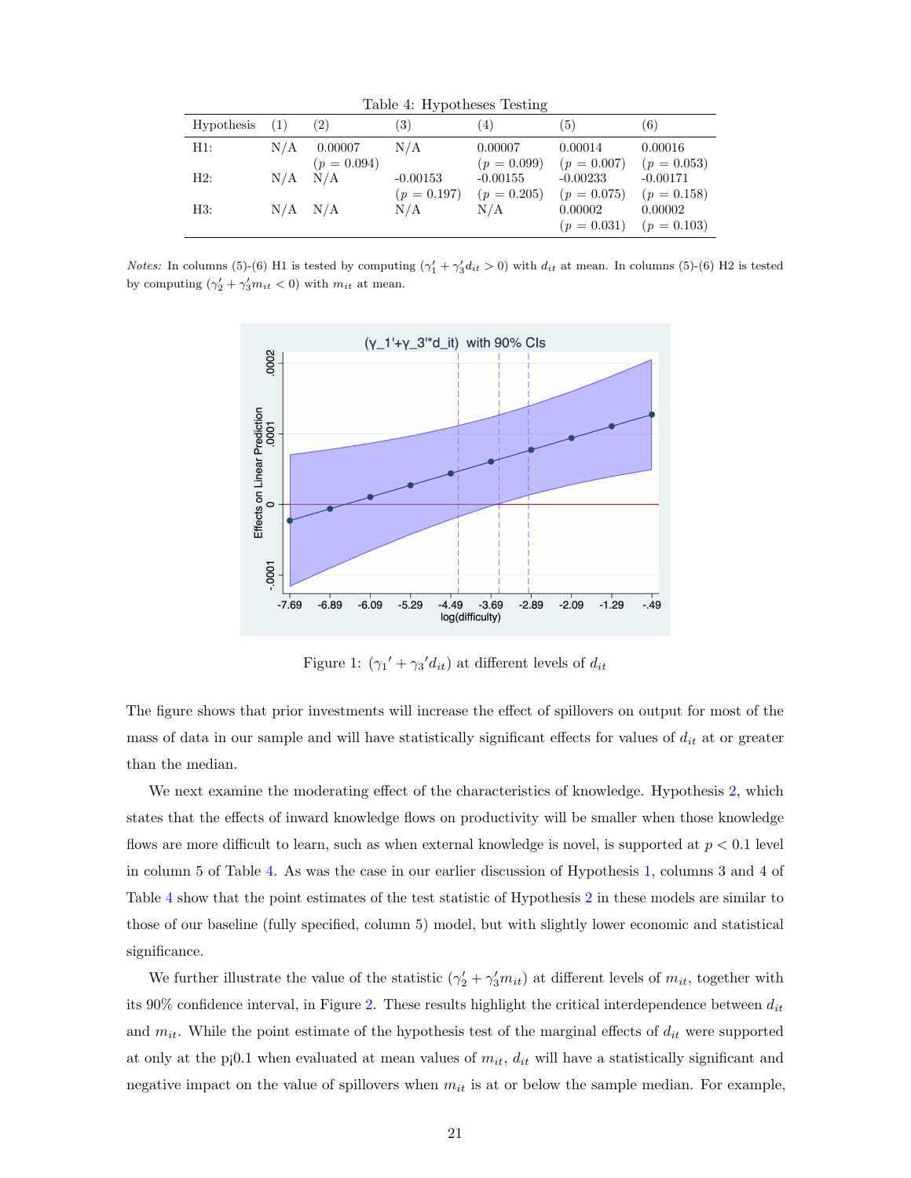Table 4: Hypotheses Testing

| Hypothesis | (1) | (2) | (3) | (4) | (5) | (6) |
|---|---|---|---|---|---|---|
| H1: | N/A | 0.00007 | N/A | 0.00007 | 0.00014 | 0.00016 |
| | | ($p = 0.094$) | | ($p = 0.099$) | ($p = 0.007$) | ($p = 0.053$) |
| H2: | N/A | N/A | -0.00153 | -0.00155 | -0.00233 | -0.00171 |
| | | | ($p = 0.197$) | ($p = 0.205$) | ($p = 0.075$) | ($p = 0.158$) |
| H3: | N/A | N/A | N/A | N/A | 0.00002 | 0.00002 |
| | | | | | ($p = 0.031$) | ($p = 0.103$) |

*Notes:* In columns (5)-(6) H1 is tested by computing ($\gamma_1' + \gamma_3' d_{it} > 0$) with $d_{it}$ at mean. In columns (5)-(6) H2 is tested by computing ($\gamma_2' + \gamma_3' m_{it} < 0$) with $m_{it}$ at mean.

Figure 1: $(\gamma_1{}' + \gamma_3{}' d_{it})$ at different levels of $d_{it}$

The figure shows that prior investments will increase the effect of spillovers on output for most of the mass of data in our sample and will have statistically significant effects for values of $d_{it}$ at or greater than the median.

We next examine the moderating effect of the characteristics of knowledge. Hypothesis 2, which states that the effects of inward knowledge flows on productivity will be smaller when those knowledge flows are more difficult to learn, such as when external knowledge is novel, is supported at $p < 0.1$ level in column 5 of Table 4. As was the case in our earlier discussion of Hypothesis 1, columns 3 and 4 of Table 4 show that the point estimates of the test statistic of Hypothesis 2 in these models are similar to those of our baseline (fully specified, column 5) model, but with slightly lower economic and statistical significance.

We further illustrate the value of the statistic ($\gamma_2' + \gamma_3' m_{it}$) at different levels of $m_{it}$, together with its 90% confidence interval, in Figure 2. These results highlight the critical interdependence between $d_{it}$ and $m_{it}$. While the point estimate of the hypothesis test of the marginal effects of $d_{it}$ were supported at only at the p¡0.1 when evaluated at mean values of $m_{it}$, $d_{it}$ will have a statistically significant and negative impact on the value of spillovers when $m_{it}$ is at or below the sample median. For example,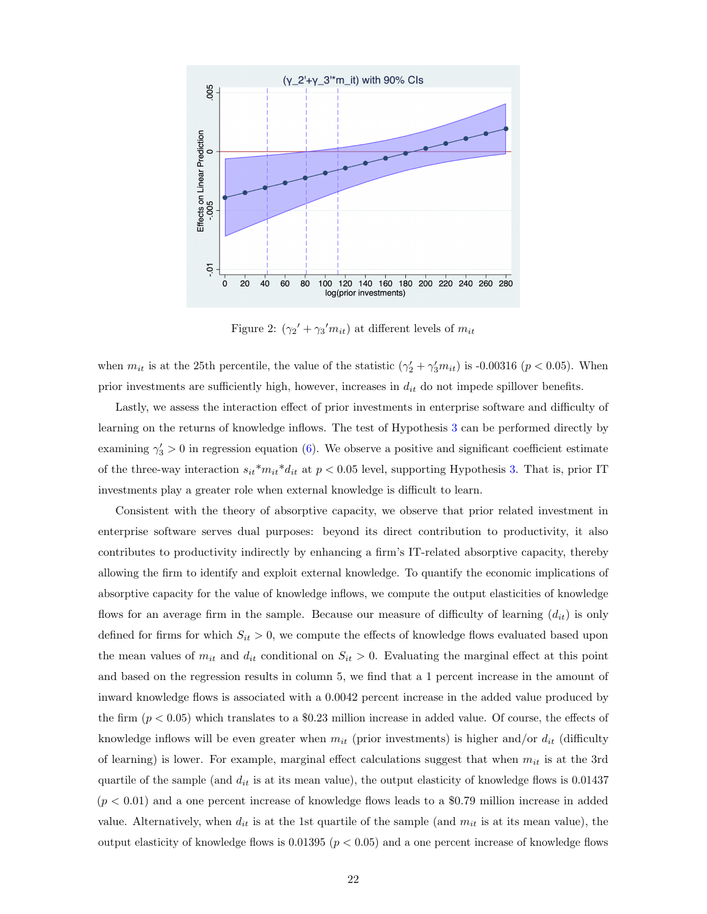Figure 2: $(\gamma_2{}' + \gamma_3{}' m_{it})$ at different levels of $m_{it}$

when $m_{it}$ is at the 25th percentile, the value of the statistic $(\gamma_2' + \gamma_3' m_{it})$ is -0.00316 ($p < 0.05$). When prior investments are sufficiently high, however, increases in $d_{it}$ do not impede spillover benefits.

Lastly, we assess the interaction effect of prior investments in enterprise software and difficulty of learning on the returns of knowledge inflows. The test of Hypothesis 3 can be performed directly by examining $\gamma_3' > 0$ in regression equation (6). We observe a positive and significant coefficient estimate of the three-way interaction $s_{it} * m_{it} * d_{it}$ at $p < 0.05$ level, supporting Hypothesis 3. That is, prior IT investments play a greater role when external knowledge is difficult to learn.

Consistent with the theory of absorptive capacity, we observe that prior related investment in enterprise software serves dual purposes: beyond its direct contribution to productivity, it also contributes to productivity indirectly by enhancing a firm's IT-related absorptive capacity, thereby allowing the firm to identify and exploit external knowledge. To quantify the economic implications of absorptive capacity for the value of knowledge inflows, we compute the output elasticities of knowledge flows for an average firm in the sample. Because our measure of difficulty of learning ($d_{it}$) is only defined for firms for which $S_{it} > 0$, we compute the effects of knowledge flows evaluated based upon the mean values of $m_{it}$ and $d_{it}$ conditional on $S_{it} > 0$. Evaluating the marginal effect at this point and based on the regression results in column 5, we find that a 1 percent increase in the amount of inward knowledge flows is associated with a 0.0042 percent increase in the added value produced by the firm ($p < 0.05$) which translates to a \$0.23 million increase in added value. Of course, the effects of knowledge inflows will be even greater when $m_{it}$ (prior investments) is higher and/or $d_{it}$ (difficulty of learning) is lower. For example, marginal effect calculations suggest that when $m_{it}$ is at the 3rd quartile of the sample (and $d_{it}$ is at its mean value), the output elasticity of knowledge flows is 0.01437 ($p < 0.01$) and a one percent increase of knowledge flows leads to a \$0.79 million increase in added value. Alternatively, when $d_{it}$ is at the 1st quartile of the sample (and $m_{it}$ is at its mean value), the output elasticity of knowledge flows is 0.01395 ($p < 0.05$) and a one percent increase of knowledge flows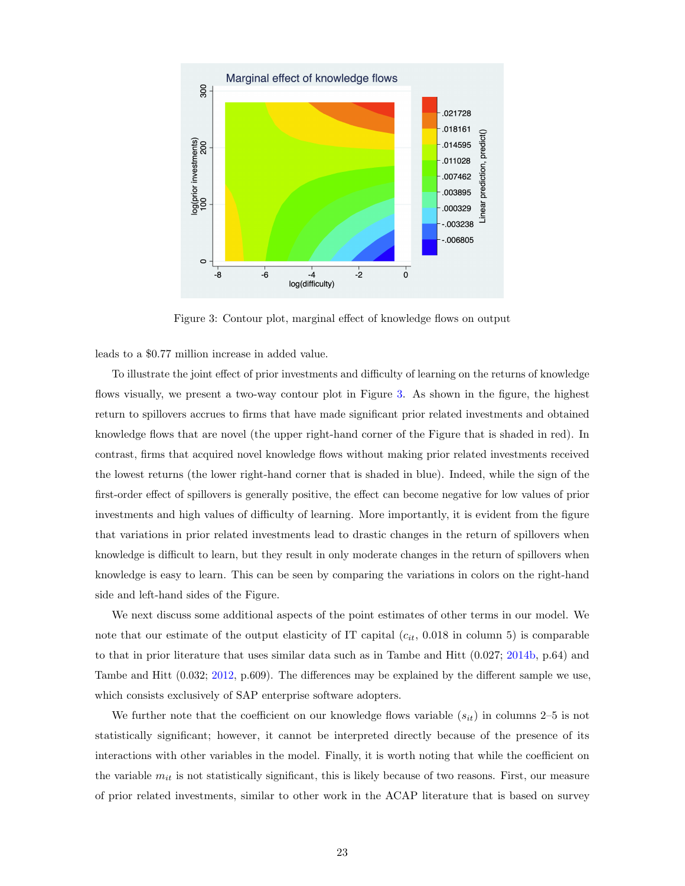Figure 3: Contour plot, marginal effect of knowledge flows on output

leads to a $0.77 million increase in added value.

To illustrate the joint effect of prior investments and difficulty of learning on the returns of knowledge flows visually, we present a two-way contour plot in Figure 3. As shown in the figure, the highest return to spillovers accrues to firms that have made significant prior related investments and obtained knowledge flows that are novel (the upper right-hand corner of the Figure that is shaded in red). In contrast, firms that acquired novel knowledge flows without making prior related investments received the lowest returns (the lower right-hand corner that is shaded in blue). Indeed, while the sign of the first-order effect of spillovers is generally positive, the effect can become negative for low values of prior investments and high values of difficulty of learning. More importantly, it is evident from the figure that variations in prior related investments lead to drastic changes in the return of spillovers when knowledge is difficult to learn, but they result in only moderate changes in the return of spillovers when knowledge is easy to learn. This can be seen by comparing the variations in colors on the right-hand side and left-hand sides of the Figure.

We next discuss some additional aspects of the point estimates of other terms in our model. We note that our estimate of the output elasticity of IT capital ($c_{it}$, 0.018 in column 5) is comparable to that in prior literature that uses similar data such as in Tambe and Hitt (0.027; 2014b, p.64) and Tambe and Hitt (0.032; 2012, p.609). The differences may be explained by the different sample we use, which consists exclusively of SAP enterprise software adopters.

We further note that the coefficient on our knowledge flows variable ($s_{it}$) in columns 2–5 is not statistically significant; however, it cannot be interpreted directly because of the presence of its interactions with other variables in the model. Finally, it is worth noting that while the coefficient on the variable $m_{it}$ is not statistically significant, this is likely because of two reasons. First, our measure of prior related investments, similar to other work in the ACAP literature that is based on survey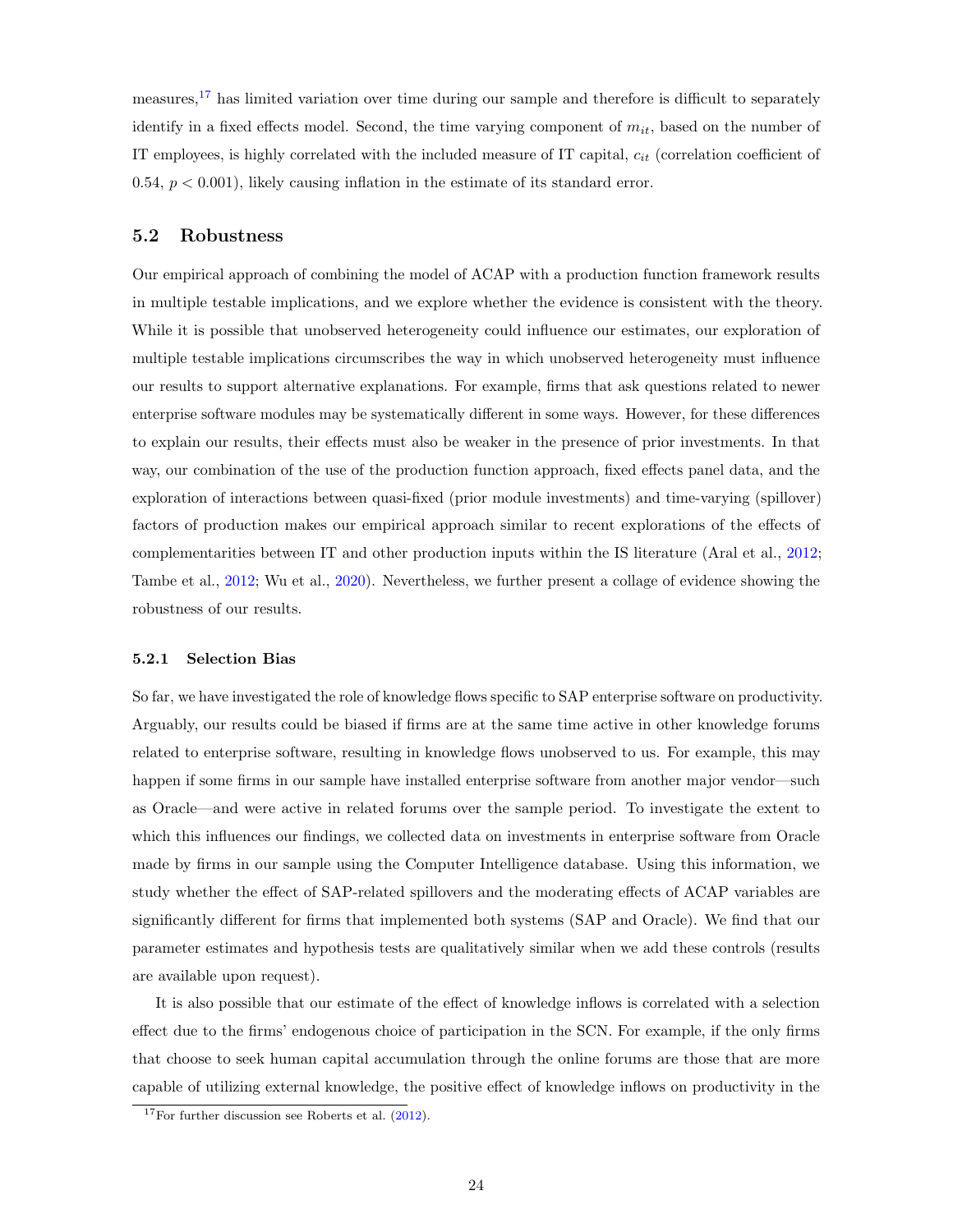measures,[17] has limited variation over time during our sample and therefore is difficult to separately identify in a fixed effects model. Second, the time varying component of $m_{it}$, based on the number of IT employees, is highly correlated with the included measure of IT capital, $c_{it}$ (correlation coefficient of 0.54, $p < 0.001$), likely causing inflation in the estimate of its standard error.

## 5.2 Robustness

Our empirical approach of combining the model of ACAP with a production function framework results in multiple testable implications, and we explore whether the evidence is consistent with the theory. While it is possible that unobserved heterogeneity could influence our estimates, our exploration of multiple testable implications circumscribes the way in which unobserved heterogeneity must influence our results to support alternative explanations. For example, firms that ask questions related to newer enterprise software modules may be systematically different in some ways. However, for these differences to explain our results, their effects must also be weaker in the presence of prior investments. In that way, our combination of the use of the production function approach, fixed effects panel data, and the exploration of interactions between quasi-fixed (prior module investments) and time-varying (spillover) factors of production makes our empirical approach similar to recent explorations of the effects of complementarities between IT and other production inputs within the IS literature (Aral et al., 2012; Tambe et al., 2012; Wu et al., 2020). Nevertheless, we further present a collage of evidence showing the robustness of our results.

### 5.2.1 Selection Bias

So far, we have investigated the role of knowledge flows specific to SAP enterprise software on productivity. Arguably, our results could be biased if firms are at the same time active in other knowledge forums related to enterprise software, resulting in knowledge flows unobserved to us. For example, this may happen if some firms in our sample have installed enterprise software from another major vendor—such as Oracle—and were active in related forums over the sample period. To investigate the extent to which this influences our findings, we collected data on investments in enterprise software from Oracle made by firms in our sample using the Computer Intelligence database. Using this information, we study whether the effect of SAP-related spillovers and the moderating effects of ACAP variables are significantly different for firms that implemented both systems (SAP and Oracle). We find that our parameter estimates and hypothesis tests are qualitatively similar when we add these controls (results are available upon request).

It is also possible that our estimate of the effect of knowledge inflows is correlated with a selection effect due to the firms' endogenous choice of participation in the SCN. For example, if the only firms that choose to seek human capital accumulation through the online forums are those that are more capable of utilizing external knowledge, the positive effect of knowledge inflows on productivity in the

[17] For further discussion see Roberts et al. (2012).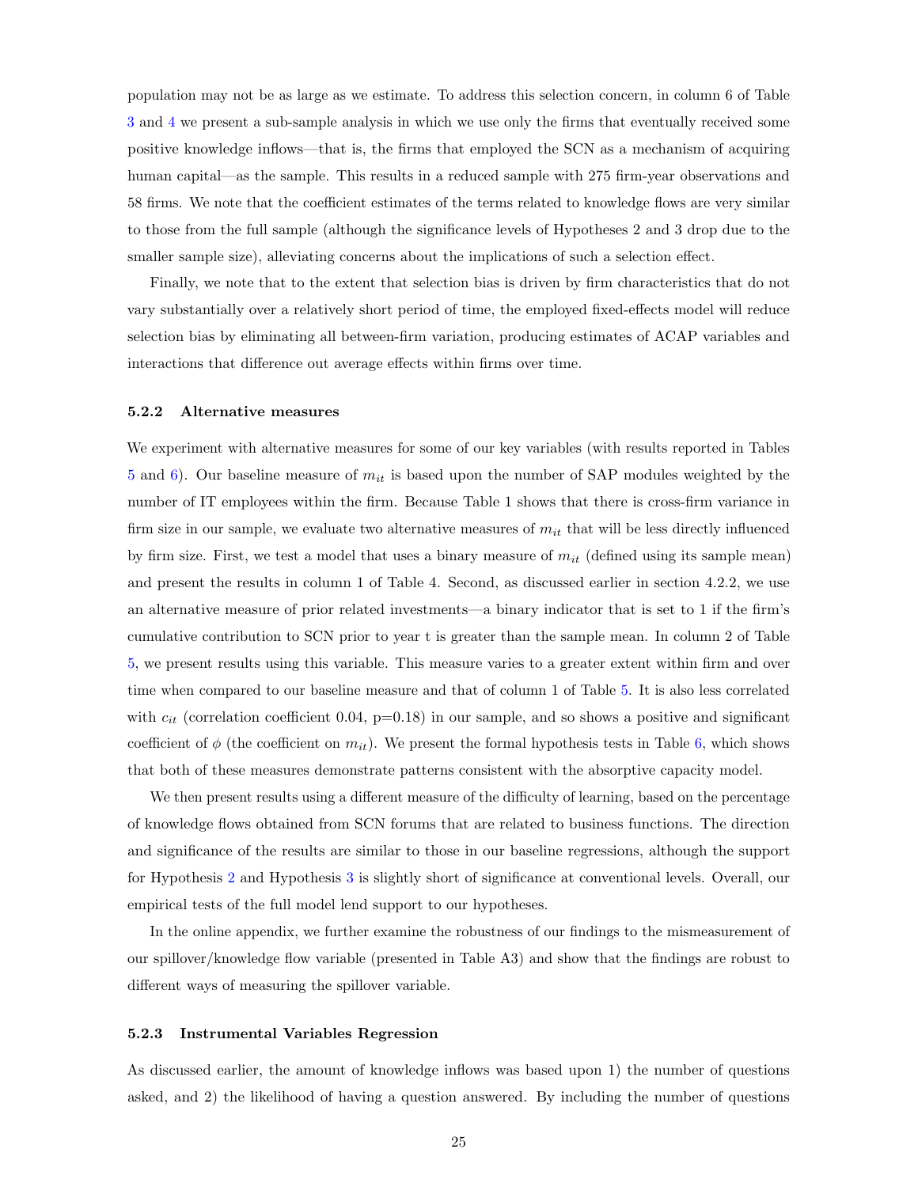population may not be as large as we estimate. To address this selection concern, in column 6 of Table 3 and 4 we present a sub-sample analysis in which we use only the firms that eventually received some positive knowledge inflows—that is, the firms that employed the SCN as a mechanism of acquiring human capital—as the sample. This results in a reduced sample with 275 firm-year observations and 58 firms. We note that the coefficient estimates of the terms related to knowledge flows are very similar to those from the full sample (although the significance levels of Hypotheses 2 and 3 drop due to the smaller sample size), alleviating concerns about the implications of such a selection effect.

Finally, we note that to the extent that selection bias is driven by firm characteristics that do not vary substantially over a relatively short period of time, the employed fixed-effects model will reduce selection bias by eliminating all between-firm variation, producing estimates of ACAP variables and interactions that difference out average effects within firms over time.

### 5.2.2 Alternative measures

We experiment with alternative measures for some of our key variables (with results reported in Tables 5 and 6). Our baseline measure of $m_{it}$ is based upon the number of SAP modules weighted by the number of IT employees within the firm. Because Table 1 shows that there is cross-firm variance in firm size in our sample, we evaluate two alternative measures of $m_{it}$ that will be less directly influenced by firm size. First, we test a model that uses a binary measure of $m_{it}$ (defined using its sample mean) and present the results in column 1 of Table 4. Second, as discussed earlier in section 4.2.2, we use an alternative measure of prior related investments—a binary indicator that is set to 1 if the firm's cumulative contribution to SCN prior to year t is greater than the sample mean. In column 2 of Table 5, we present results using this variable. This measure varies to a greater extent within firm and over time when compared to our baseline measure and that of column 1 of Table 5. It is also less correlated with $c_{it}$ (correlation coefficient 0.04, p=0.18) in our sample, and so shows a positive and significant coefficient of $\phi$ (the coefficient on $m_{it}$). We present the formal hypothesis tests in Table 6, which shows that both of these measures demonstrate patterns consistent with the absorptive capacity model.

We then present results using a different measure of the difficulty of learning, based on the percentage of knowledge flows obtained from SCN forums that are related to business functions. The direction and significance of the results are similar to those in our baseline regressions, although the support for Hypothesis 2 and Hypothesis 3 is slightly short of significance at conventional levels. Overall, our empirical tests of the full model lend support to our hypotheses.

In the online appendix, we further examine the robustness of our findings to the mismeasurement of our spillover/knowledge flow variable (presented in Table A3) and show that the findings are robust to different ways of measuring the spillover variable.

### 5.2.3 Instrumental Variables Regression

As discussed earlier, the amount of knowledge inflows was based upon 1) the number of questions asked, and 2) the likelihood of having a question answered. By including the number of questions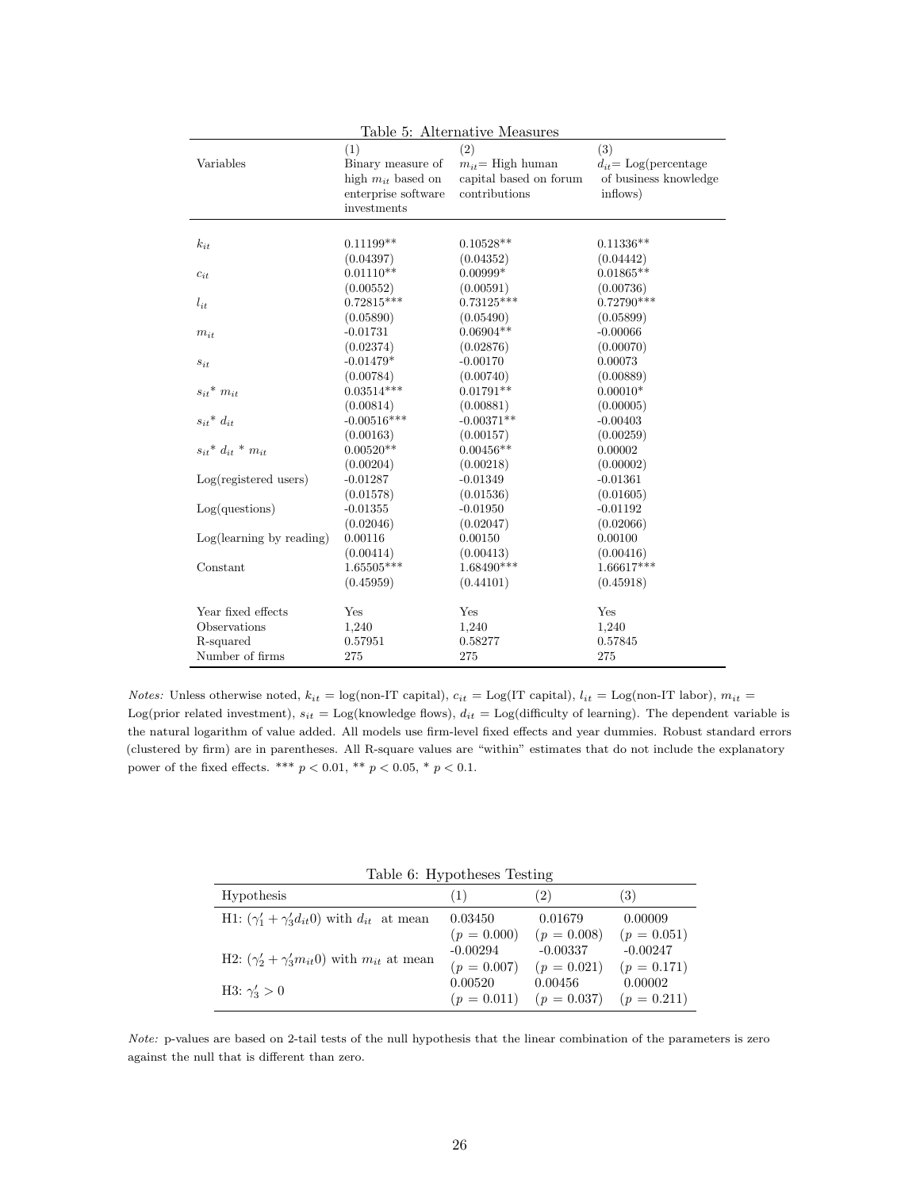Table 5: Alternative Measures

| Variables | (1) Binary measure of high $m_{it}$ based on enterprise software investments | (2) $m_{it}$= High human capital based on forum contributions | (3) $d_{it}$= Log(percentage of business knowledge inflows) |
|---|---|---|---|
| $k_{it}$ | 0.11199** | 0.10528** | 0.11336** |
| | (0.04397) | (0.04352) | (0.04442) |
| $c_{it}$ | 0.01110** | 0.00999* | 0.01865** |
| | (0.00552) | (0.00591) | (0.00736) |
| $l_{it}$ | 0.72815*** | 0.73125*** | 0.72790*** |
| | (0.05890) | (0.05490) | (0.05899) |
| $m_{it}$ | -0.01731 | 0.06904** | -0.00066 |
| | (0.02374) | (0.02876) | (0.00070) |
| $s_{it}$ | -0.01479* | -0.00170 | 0.00073 |
| | (0.00784) | (0.00740) | (0.00889) |
| $s_{it}$* $m_{it}$ | 0.03514*** | 0.01791** | 0.00010* |
| | (0.00814) | (0.00881) | (0.00005) |
| $s_{it}$* $d_{it}$ | -0.00516*** | -0.00371** | -0.00403 |
| | (0.00163) | (0.00157) | (0.00259) |
| $s_{it}$* $d_{it}$ * $m_{it}$ | 0.00520** | 0.00456** | 0.00002 |
| | (0.00204) | (0.00218) | (0.00002) |
| Log(registered users) | -0.01287 | -0.01349 | -0.01361 |
| | (0.01578) | (0.01536) | (0.01605) |
| Log(questions) | -0.01355 | -0.01950 | -0.01192 |
| | (0.02046) | (0.02047) | (0.02066) |
| Log(learning by reading) | 0.00116 | 0.00150 | 0.00100 |
| | (0.00414) | (0.00413) | (0.00416) |
| Constant | 1.65505*** | 1.68490*** | 1.66617*** |
| | (0.45959) | (0.44101) | (0.45918) |
| Year fixed effects | Yes | Yes | Yes |
| Observations | 1,240 | 1,240 | 1,240 |
| R-squared | 0.57951 | 0.58277 | 0.57845 |
| Number of firms | 275 | 275 | 275 |

*Notes:* Unless otherwise noted, $k_{it}$ = log(non-IT capital), $c_{it}$ = Log(IT capital), $l_{it}$ = Log(non-IT labor), $m_{it}$ = Log(prior related investment), $s_{it}$ = Log(knowledge flows), $d_{it}$ = Log(difficulty of learning). The dependent variable is the natural logarithm of value added. All models use firm-level fixed effects and year dummies. Robust standard errors (clustered by firm) are in parentheses. All R-square values are "within" estimates that do not include the explanatory power of the fixed effects. *** $p < 0.01$, ** $p < 0.05$, * $p < 0.1$.

Table 6: Hypotheses Testing

| Hypothesis | (1) | (2) | (3) |
|---|---|---|---|
| H1: $(\gamma_1' + \gamma_3' d_{it} 0)$ with $d_{it}$ at mean | 0.03450 | 0.01679 | 0.00009 |
| | ($p = 0.000$) | ($p = 0.008$) | ($p = 0.051$) |
| H2: $(\gamma_2' + \gamma_3' m_{it} 0)$ with $m_{it}$ at mean | -0.00294 | -0.00337 | -0.00247 |
| | ($p = 0.007$) | ($p = 0.021$) | ($p = 0.171$) |
| H3: $\gamma_3' > 0$ | 0.00520 | 0.00456 | 0.00002 |
| | ($p = 0.011$) | ($p = 0.037$) | ($p = 0.211$) |

*Note:* p-values are based on 2-tail tests of the null hypothesis that the linear combination of the parameters is zero against the null that is different than zero.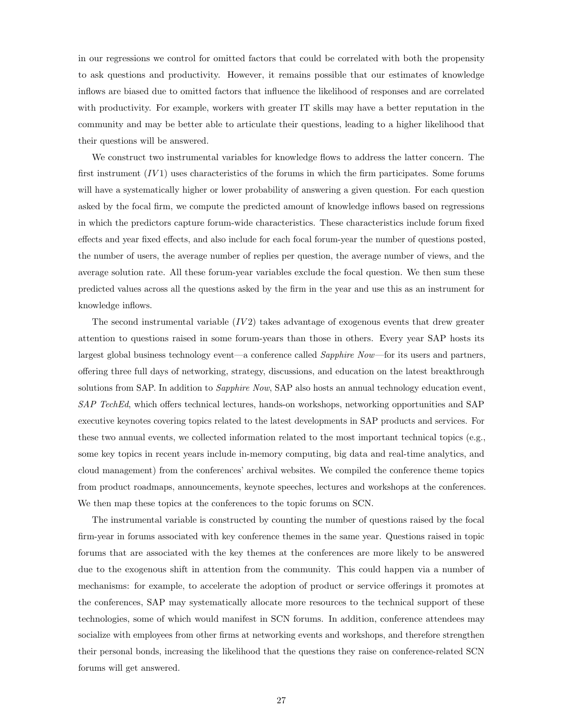in our regressions we control for omitted factors that could be correlated with both the propensity to ask questions and productivity. However, it remains possible that our estimates of knowledge inflows are biased due to omitted factors that influence the likelihood of responses and are correlated with productivity. For example, workers with greater IT skills may have a better reputation in the community and may be better able to articulate their questions, leading to a higher likelihood that their questions will be answered.

We construct two instrumental variables for knowledge flows to address the latter concern. The first instrument ($IV1$) uses characteristics of the forums in which the firm participates. Some forums will have a systematically higher or lower probability of answering a given question. For each question asked by the focal firm, we compute the predicted amount of knowledge inflows based on regressions in which the predictors capture forum-wide characteristics. These characteristics include forum fixed effects and year fixed effects, and also include for each focal forum-year the number of questions posted, the number of users, the average number of replies per question, the average number of views, and the average solution rate. All these forum-year variables exclude the focal question. We then sum these predicted values across all the questions asked by the firm in the year and use this as an instrument for knowledge inflows.

The second instrumental variable ($IV2$) takes advantage of exogenous events that drew greater attention to questions raised in some forum-years than those in others. Every year SAP hosts its largest global business technology event—a conference called *Sapphire Now*—for its users and partners, offering three full days of networking, strategy, discussions, and education on the latest breakthrough solutions from SAP. In addition to *Sapphire Now*, SAP also hosts an annual technology education event, *SAP TechEd*, which offers technical lectures, hands-on workshops, networking opportunities and SAP executive keynotes covering topics related to the latest developments in SAP products and services. For these two annual events, we collected information related to the most important technical topics (e.g., some key topics in recent years include in-memory computing, big data and real-time analytics, and cloud management) from the conferences' archival websites. We compiled the conference theme topics from product roadmaps, announcements, keynote speeches, lectures and workshops at the conferences. We then map these topics at the conferences to the topic forums on SCN.

The instrumental variable is constructed by counting the number of questions raised by the focal firm-year in forums associated with key conference themes in the same year. Questions raised in topic forums that are associated with the key themes at the conferences are more likely to be answered due to the exogenous shift in attention from the community. This could happen via a number of mechanisms: for example, to accelerate the adoption of product or service offerings it promotes at the conferences, SAP may systematically allocate more resources to the technical support of these technologies, some of which would manifest in SCN forums. In addition, conference attendees may socialize with employees from other firms at networking events and workshops, and therefore strengthen their personal bonds, increasing the likelihood that the questions they raise on conference-related SCN forums will get answered.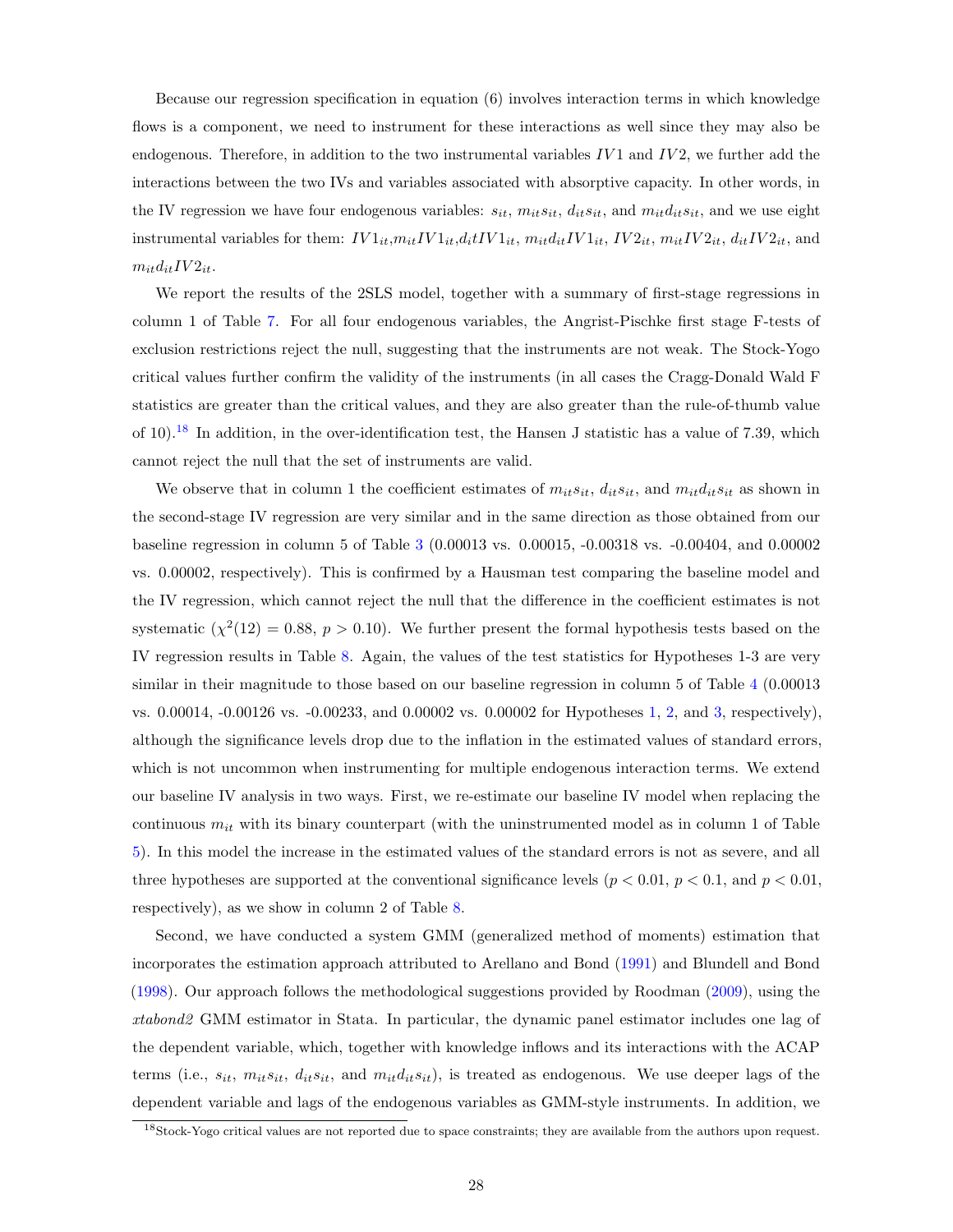Because our regression specification in equation (6) involves interaction terms in which knowledge flows is a component, we need to instrument for these interactions as well since they may also be endogenous. Therefore, in addition to the two instrumental variables $IV1$ and $IV2$, we further add the interactions between the two IVs and variables associated with absorptive capacity. In other words, in the IV regression we have four endogenous variables: $s_{it}$, $m_{it}s_{it}$, $d_{it}s_{it}$, and $m_{it}d_{it}s_{it}$, and we use eight instrumental variables for them: $IV1_{it}$,$m_{it}IV1_{it}$,$d_{it}IV1_{it}$, $m_{it}d_{it}IV1_{it}$, $IV2_{it}$, $m_{it}IV2_{it}$, $d_{it}IV2_{it}$, and $m_{it}d_{it}IV2_{it}$.

We report the results of the 2SLS model, together with a summary of first-stage regressions in column 1 of Table 7. For all four endogenous variables, the Angrist-Pischke first stage F-tests of exclusion restrictions reject the null, suggesting that the instruments are not weak. The Stock-Yogo critical values further confirm the validity of the instruments (in all cases the Cragg-Donald Wald F statistics are greater than the critical values, and they are also greater than the rule-of-thumb value of 10).[18] In addition, in the over-identification test, the Hansen J statistic has a value of 7.39, which cannot reject the null that the set of instruments are valid.

We observe that in column 1 the coefficient estimates of $m_{it}s_{it}$, $d_{it}s_{it}$, and $m_{it}d_{it}s_{it}$ as shown in the second-stage IV regression are very similar and in the same direction as those obtained from our baseline regression in column 5 of Table 3 (0.00013 vs. 0.00015, -0.00318 vs. -0.00404, and 0.00002 vs. 0.00002, respectively). This is confirmed by a Hausman test comparing the baseline model and the IV regression, which cannot reject the null that the difference in the coefficient estimates is not systematic ($\chi^2(12) = 0.88$, $p > 0.10$). We further present the formal hypothesis tests based on the IV regression results in Table 8. Again, the values of the test statistics for Hypotheses 1-3 are very similar in their magnitude to those based on our baseline regression in column 5 of Table 4 (0.00013 vs. 0.00014, -0.00126 vs. -0.00233, and 0.00002 vs. 0.00002 for Hypotheses 1, 2, and 3, respectively), although the significance levels drop due to the inflation in the estimated values of standard errors, which is not uncommon when instrumenting for multiple endogenous interaction terms. We extend our baseline IV analysis in two ways. First, we re-estimate our baseline IV model when replacing the continuous $m_{it}$ with its binary counterpart (with the uninstrumented model as in column 1 of Table 5). In this model the increase in the estimated values of the standard errors is not as severe, and all three hypotheses are supported at the conventional significance levels ($p < 0.01$, $p < 0.1$, and $p < 0.01$, respectively), as we show in column 2 of Table 8.

Second, we have conducted a system GMM (generalized method of moments) estimation that incorporates the estimation approach attributed to Arellano and Bond (1991) and Blundell and Bond (1998). Our approach follows the methodological suggestions provided by Roodman (2009), using the *xtabond2* GMM estimator in Stata. In particular, the dynamic panel estimator includes one lag of the dependent variable, which, together with knowledge inflows and its interactions with the ACAP terms (i.e., $s_{it}$, $m_{it}s_{it}$, $d_{it}s_{it}$, and $m_{it}d_{it}s_{it}$), is treated as endogenous. We use deeper lags of the dependent variable and lags of the endogenous variables as GMM-style instruments. In addition, we

[18] Stock-Yogo critical values are not reported due to space constraints; they are available from the authors upon request.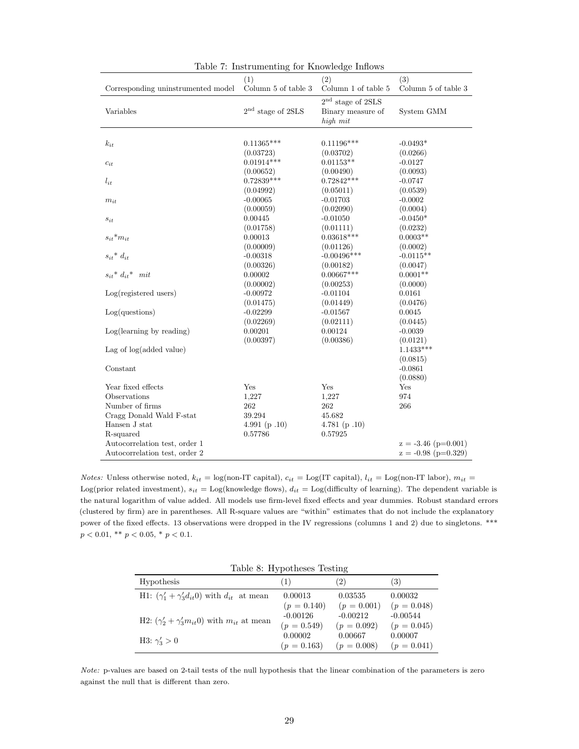Table 7: Instrumenting for Knowledge Inflows

| | (1) | (2) | (3) |
|---|---|---|---|
| Corresponding uninstrumented model | Column 5 of table 3 | Column 1 of table 5 | Column 5 of table 3 |
| Variables | 2[nd] stage of 2SLS | 2[nd] stage of 2SLS Binary measure of *high mit* | System GMM |
| $k_{it}$ | 0.11365*** | 0.11196*** | -0.0493* |
| | (0.03723) | (0.03702) | (0.0266) |
| $c_{it}$ | 0.01914*** | 0.01153** | -0.0127 |
| | (0.00652) | (0.00490) | (0.0093) |
| $l_{it}$ | 0.72839*** | 0.72842*** | -0.0747 |
| | (0.04992) | (0.05011) | (0.0539) |
| $m_{it}$ | -0.00065 | -0.01703 | -0.0002 |
| | (0.00059) | (0.02090) | (0.0004) |
| $s_{it}$ | 0.00445 | -0.01050 | -0.0450* |
| | (0.01758) | (0.01111) | (0.0232) |
| $s_{it}$*$m_{it}$ | 0.00013 | 0.03618*** | 0.0003** |
| | (0.00009) | (0.01126) | (0.0002) |
| $s_{it}$* $d_{it}$ | -0.00318 | -0.00496*** | -0.0115** |
| | (0.00326) | (0.00182) | (0.0047) |
| $s_{it}$* $d_{it}$* $mit$ | 0.00002 | 0.00667*** | 0.0001** |
| | (0.00002) | (0.00253) | (0.0000) |
| Log(registered users) | -0.00972 | -0.01104 | 0.0161 |
| | (0.01475) | (0.01449) | (0.0476) |
| Log(questions) | -0.02299 | -0.01567 | 0.0045 |
| | (0.02269) | (0.02111) | (0.0445) |
| Log(learning by reading) | 0.00201 | 0.00124 | -0.0039 |
| | (0.00397) | (0.00386) | (0.0121) |
| Lag of log(added value) | | | 1.1433*** |
| | | | (0.0815) |
| Constant | | | -0.0861 |
| | | | (0.0880) |
| Year fixed effects | Yes | Yes | Yes |
| Observations | 1,227 | 1,227 | 974 |
| Number of firms | 262 | 262 | 266 |
| Cragg Donald Wald F-stat | 39.294 | 45.682 | |
| Hansen J stat | 4.991 (p .10) | 4.781 (p .10) | |
| R-squared | 0.57786 | 0.57925 | |
| Autocorrelation test, order 1 | | | z = -3.46 (p=0.001) |
| Autocorrelation test, order 2 | | | z = -0.98 (p=0.329) |

*Notes:* Unless otherwise noted, $k_{it}$ = log(non-IT capital), $c_{it}$ = Log(IT capital), $l_{it}$ = Log(non-IT labor), $m_{it}$ = Log(prior related investment), $s_{it}$ = Log(knowledge flows), $d_{it}$ = Log(difficulty of learning). The dependent variable is the natural logarithm of value added. All models use firm-level fixed effects and year dummies. Robust standard errors (clustered by firm) are in parentheses. All R-square values are "within" estimates that do not include the explanatory power of the fixed effects. 13 observations were dropped in the IV regressions (columns 1 and 2) due to singletons. *** $p < 0.01$, ** $p < 0.05$, * $p < 0.1$.

Table 8: Hypotheses Testing

| Hypothesis | (1) | (2) | (3) |
|---|---|---|---|
| H1: $(\gamma_1' + \gamma_3' d_{it} 0)$ with $d_{it}$ at mean | 0.00013 ($p = 0.140$) | 0.03535 ($p = 0.001$) | 0.00032 ($p = 0.048$) |
| H2: $(\gamma_2' + \gamma_3' m_{it} 0)$ with $m_{it}$ at mean | -0.00126 ($p = 0.549$) | -0.00212 ($p = 0.092$) | -0.00544 ($p = 0.045$) |
| H3: $\gamma_3' > 0$ | 0.00002 ($p = 0.163$) | 0.00667 ($p = 0.008$) | 0.00007 ($p = 0.041$) |

*Note:* p-values are based on 2-tail tests of the null hypothesis that the linear combination of the parameters is zero against the null that is different than zero.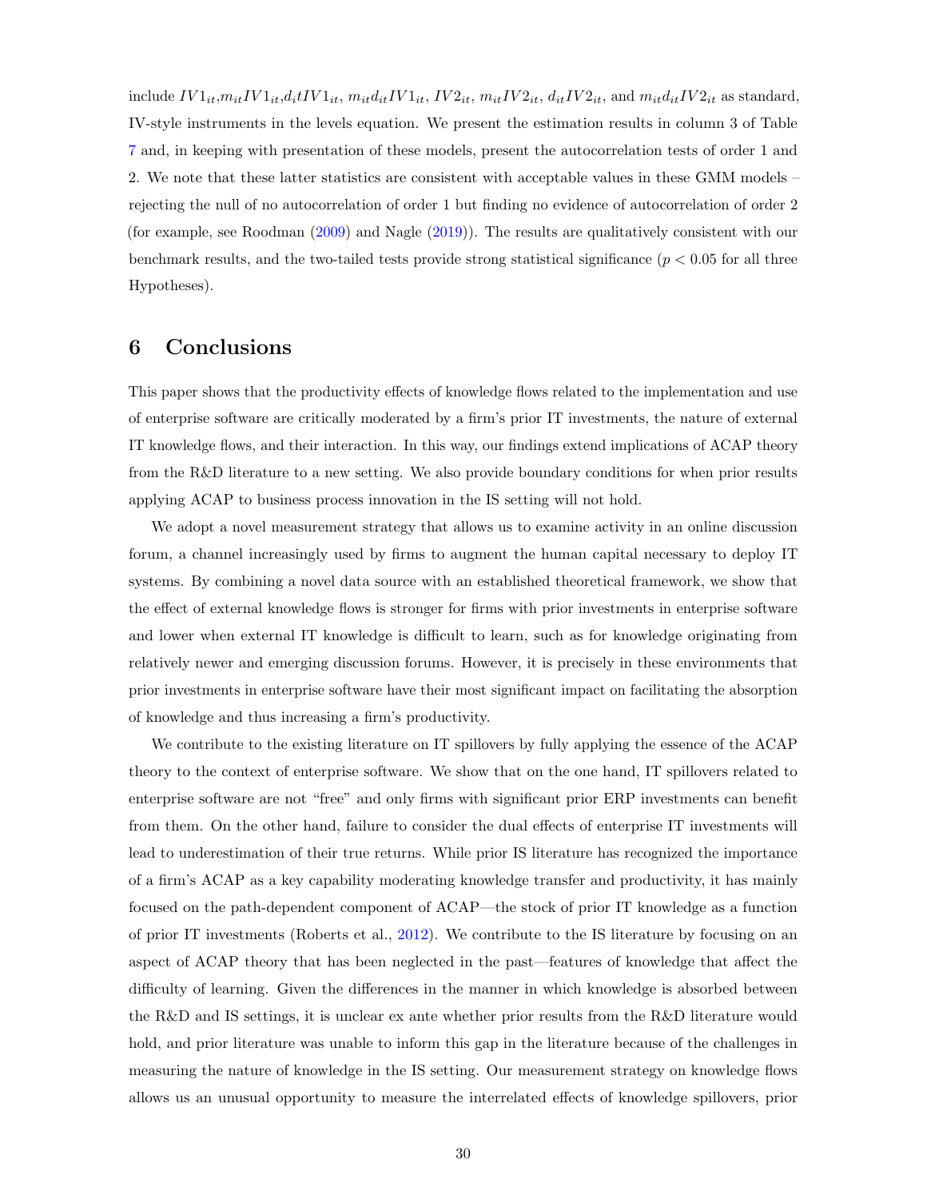include $IV1_{it}$,$m_{it}IV1_{it}$,$d_i tIV1_{it}$, $m_{it}d_{it}IV1_{it}$, $IV2_{it}$, $m_{it}IV2_{it}$, $d_{it}IV2_{it}$, and $m_{it}d_{it}IV2_{it}$ as standard, IV-style instruments in the levels equation. We present the estimation results in column 3 of Table 7 and, in keeping with presentation of these models, present the autocorrelation tests of order 1 and 2. We note that these latter statistics are consistent with acceptable values in these GMM models – rejecting the null of no autocorrelation of order 1 but finding no evidence of autocorrelation of order 2 (for example, see Roodman (2009) and Nagle (2019)). The results are qualitatively consistent with our benchmark results, and the two-tailed tests provide strong statistical significance ($p < 0.05$ for all three Hypotheses).

## 6 Conclusions

This paper shows that the productivity effects of knowledge flows related to the implementation and use of enterprise software are critically moderated by a firm's prior IT investments, the nature of external IT knowledge flows, and their interaction. In this way, our findings extend implications of ACAP theory from the R&D literature to a new setting. We also provide boundary conditions for when prior results applying ACAP to business process innovation in the IS setting will not hold.

We adopt a novel measurement strategy that allows us to examine activity in an online discussion forum, a channel increasingly used by firms to augment the human capital necessary to deploy IT systems. By combining a novel data source with an established theoretical framework, we show that the effect of external knowledge flows is stronger for firms with prior investments in enterprise software and lower when external IT knowledge is difficult to learn, such as for knowledge originating from relatively newer and emerging discussion forums. However, it is precisely in these environments that prior investments in enterprise software have their most significant impact on facilitating the absorption of knowledge and thus increasing a firm's productivity.

We contribute to the existing literature on IT spillovers by fully applying the essence of the ACAP theory to the context of enterprise software. We show that on the one hand, IT spillovers related to enterprise software are not "free" and only firms with significant prior ERP investments can benefit from them. On the other hand, failure to consider the dual effects of enterprise IT investments will lead to underestimation of their true returns. While prior IS literature has recognized the importance of a firm's ACAP as a key capability moderating knowledge transfer and productivity, it has mainly focused on the path-dependent component of ACAP—the stock of prior IT knowledge as a function of prior IT investments (Roberts et al., 2012). We contribute to the IS literature by focusing on an aspect of ACAP theory that has been neglected in the past—features of knowledge that affect the difficulty of learning. Given the differences in the manner in which knowledge is absorbed between the R&D and IS settings, it is unclear ex ante whether prior results from the R&D literature would hold, and prior literature was unable to inform this gap in the literature because of the challenges in measuring the nature of knowledge in the IS setting. Our measurement strategy on knowledge flows allows us an unusual opportunity to measure the interrelated effects of knowledge spillovers, prior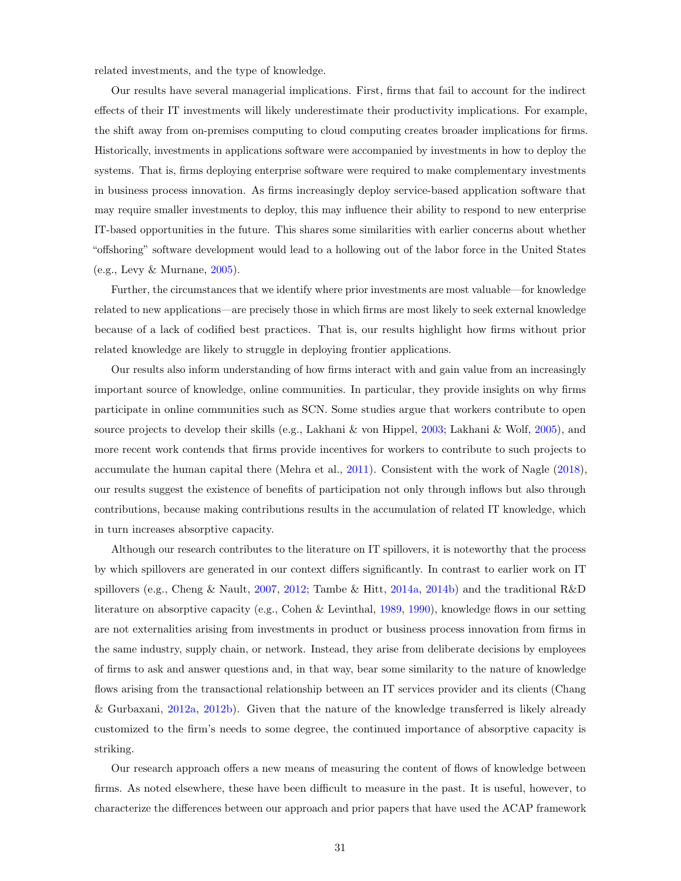related investments, and the type of knowledge.

Our results have several managerial implications. First, firms that fail to account for the indirect effects of their IT investments will likely underestimate their productivity implications. For example, the shift away from on-premises computing to cloud computing creates broader implications for firms. Historically, investments in applications software were accompanied by investments in how to deploy the systems. That is, firms deploying enterprise software were required to make complementary investments in business process innovation. As firms increasingly deploy service-based application software that may require smaller investments to deploy, this may influence their ability to respond to new enterprise IT-based opportunities in the future. This shares some similarities with earlier concerns about whether "offshoring" software development would lead to a hollowing out of the labor force in the United States (e.g., Levy & Murnane, 2005).

Further, the circumstances that we identify where prior investments are most valuable—for knowledge related to new applications—are precisely those in which firms are most likely to seek external knowledge because of a lack of codified best practices. That is, our results highlight how firms without prior related knowledge are likely to struggle in deploying frontier applications.

Our results also inform understanding of how firms interact with and gain value from an increasingly important source of knowledge, online communities. In particular, they provide insights on why firms participate in online communities such as SCN. Some studies argue that workers contribute to open source projects to develop their skills (e.g., Lakhani & von Hippel, 2003; Lakhani & Wolf, 2005), and more recent work contends that firms provide incentives for workers to contribute to such projects to accumulate the human capital there (Mehra et al., 2011). Consistent with the work of Nagle (2018), our results suggest the existence of benefits of participation not only through inflows but also through contributions, because making contributions results in the accumulation of related IT knowledge, which in turn increases absorptive capacity.

Although our research contributes to the literature on IT spillovers, it is noteworthy that the process by which spillovers are generated in our context differs significantly. In contrast to earlier work on IT spillovers (e.g., Cheng & Nault, 2007, 2012; Tambe & Hitt, 2014a, 2014b) and the traditional R&D literature on absorptive capacity (e.g., Cohen & Levinthal, 1989, 1990), knowledge flows in our setting are not externalities arising from investments in product or business process innovation from firms in the same industry, supply chain, or network. Instead, they arise from deliberate decisions by employees of firms to ask and answer questions and, in that way, bear some similarity to the nature of knowledge flows arising from the transactional relationship between an IT services provider and its clients (Chang & Gurbaxani, 2012a, 2012b). Given that the nature of the knowledge transferred is likely already customized to the firm's needs to some degree, the continued importance of absorptive capacity is striking.

Our research approach offers a new means of measuring the content of flows of knowledge between firms. As noted elsewhere, these have been difficult to measure in the past. It is useful, however, to characterize the differences between our approach and prior papers that have used the ACAP framework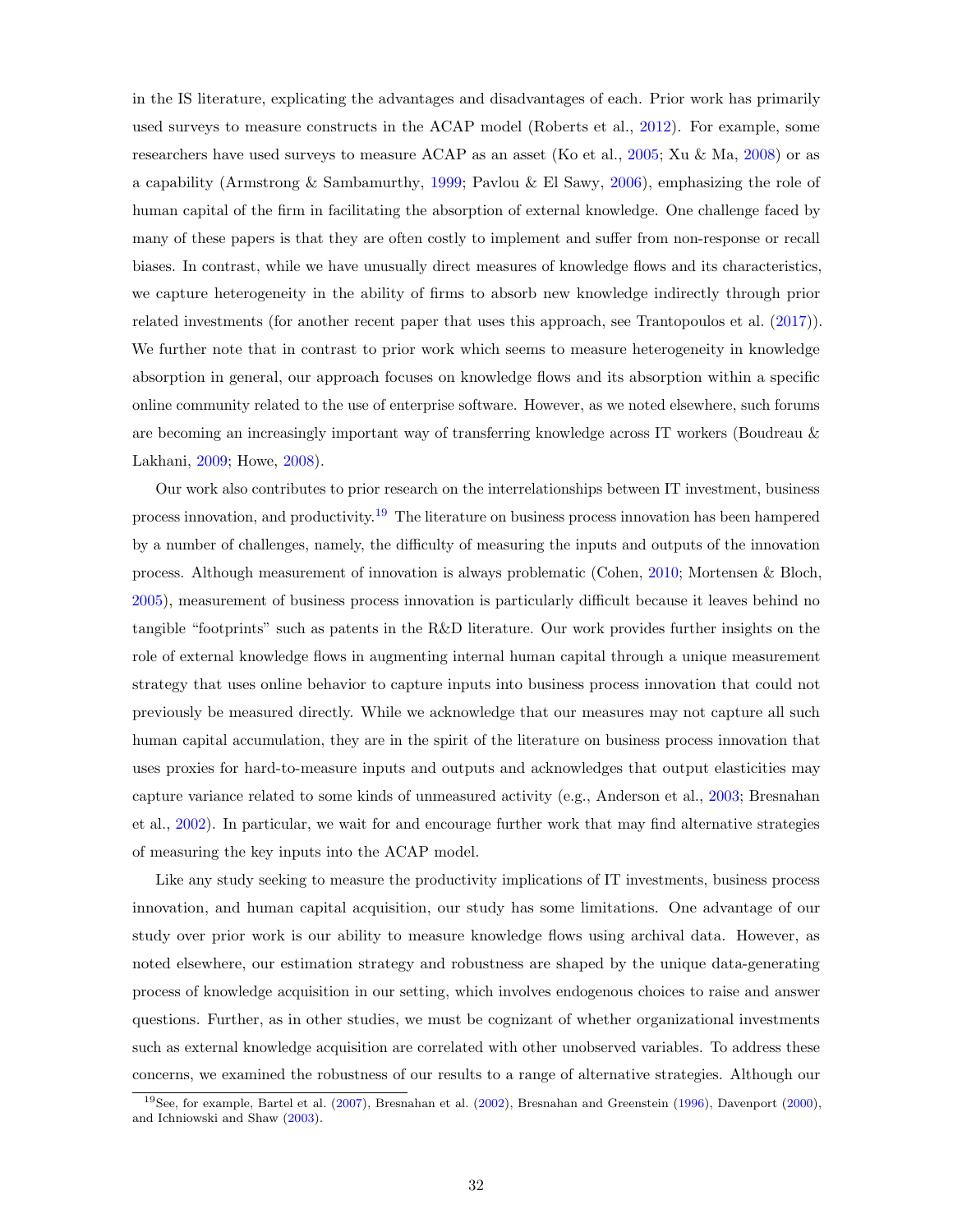in the IS literature, explicating the advantages and disadvantages of each. Prior work has primarily used surveys to measure constructs in the ACAP model (Roberts et al., 2012). For example, some researchers have used surveys to measure ACAP as an asset (Ko et al., 2005; Xu & Ma, 2008) or as a capability (Armstrong & Sambamurthy, 1999; Pavlou & El Sawy, 2006), emphasizing the role of human capital of the firm in facilitating the absorption of external knowledge. One challenge faced by many of these papers is that they are often costly to implement and suffer from non-response or recall biases. In contrast, while we have unusually direct measures of knowledge flows and its characteristics, we capture heterogeneity in the ability of firms to absorb new knowledge indirectly through prior related investments (for another recent paper that uses this approach, see Trantopoulos et al. (2017)). We further note that in contrast to prior work which seems to measure heterogeneity in knowledge absorption in general, our approach focuses on knowledge flows and its absorption within a specific online community related to the use of enterprise software. However, as we noted elsewhere, such forums are becoming an increasingly important way of transferring knowledge across IT workers (Boudreau & Lakhani, 2009; Howe, 2008).

Our work also contributes to prior research on the interrelationships between IT investment, business process innovation, and productivity.[19] The literature on business process innovation has been hampered by a number of challenges, namely, the difficulty of measuring the inputs and outputs of the innovation process. Although measurement of innovation is always problematic (Cohen, 2010; Mortensen & Bloch, 2005), measurement of business process innovation is particularly difficult because it leaves behind no tangible "footprints" such as patents in the R&D literature. Our work provides further insights on the role of external knowledge flows in augmenting internal human capital through a unique measurement strategy that uses online behavior to capture inputs into business process innovation that could not previously be measured directly. While we acknowledge that our measures may not capture all such human capital accumulation, they are in the spirit of the literature on business process innovation that uses proxies for hard-to-measure inputs and outputs and acknowledges that output elasticities may capture variance related to some kinds of unmeasured activity (e.g., Anderson et al., 2003; Bresnahan et al., 2002). In particular, we wait for and encourage further work that may find alternative strategies of measuring the key inputs into the ACAP model.

Like any study seeking to measure the productivity implications of IT investments, business process innovation, and human capital acquisition, our study has some limitations. One advantage of our study over prior work is our ability to measure knowledge flows using archival data. However, as noted elsewhere, our estimation strategy and robustness are shaped by the unique data-generating process of knowledge acquisition in our setting, which involves endogenous choices to raise and answer questions. Further, as in other studies, we must be cognizant of whether organizational investments such as external knowledge acquisition are correlated with other unobserved variables. To address these concerns, we examined the robustness of our results to a range of alternative strategies. Although our

[19] See, for example, Bartel et al. (2007), Bresnahan et al. (2002), Bresnahan and Greenstein (1996), Davenport (2000), and Ichniowski and Shaw (2003).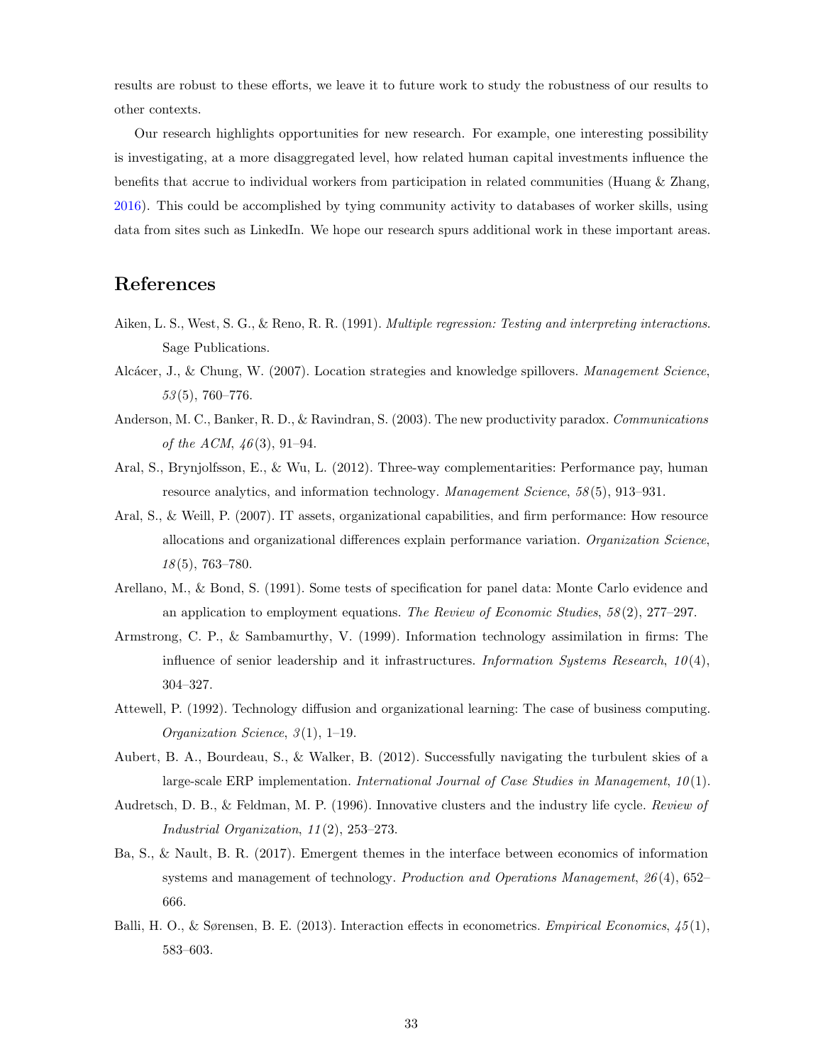results are robust to these efforts, we leave it to future work to study the robustness of our results to other contexts.

Our research highlights opportunities for new research. For example, one interesting possibility is investigating, at a more disaggregated level, how related human capital investments influence the benefits that accrue to individual workers from participation in related communities (Huang & Zhang, 2016). This could be accomplished by tying community activity to databases of worker skills, using data from sites such as LinkedIn. We hope our research spurs additional work in these important areas.

## References

Aiken, L. S., West, S. G., & Reno, R. R. (1991). *Multiple regression: Testing and interpreting interactions*. Sage Publications.

Alcácer, J., & Chung, W. (2007). Location strategies and knowledge spillovers. *Management Science*, *53*(5), 760–776.

Anderson, M. C., Banker, R. D., & Ravindran, S. (2003). The new productivity paradox. *Communications of the ACM*, *46*(3), 91–94.

Aral, S., Brynjolfsson, E., & Wu, L. (2012). Three-way complementarities: Performance pay, human resource analytics, and information technology. *Management Science*, *58*(5), 913–931.

Aral, S., & Weill, P. (2007). IT assets, organizational capabilities, and firm performance: How resource allocations and organizational differences explain performance variation. *Organization Science*, *18*(5), 763–780.

Arellano, M., & Bond, S. (1991). Some tests of specification for panel data: Monte Carlo evidence and an application to employment equations. *The Review of Economic Studies*, *58*(2), 277–297.

Armstrong, C. P., & Sambamurthy, V. (1999). Information technology assimilation in firms: The influence of senior leadership and it infrastructures. *Information Systems Research*, *10*(4), 304–327.

Attewell, P. (1992). Technology diffusion and organizational learning: The case of business computing. *Organization Science*, *3*(1), 1–19.

Aubert, B. A., Bourdeau, S., & Walker, B. (2012). Successfully navigating the turbulent skies of a large-scale ERP implementation. *International Journal of Case Studies in Management*, *10*(1).

Audretsch, D. B., & Feldman, M. P. (1996). Innovative clusters and the industry life cycle. *Review of Industrial Organization*, *11*(2), 253–273.

Ba, S., & Nault, B. R. (2017). Emergent themes in the interface between economics of information systems and management of technology. *Production and Operations Management*, *26*(4), 652–666.

Balli, H. O., & Sørensen, B. E. (2013). Interaction effects in econometrics. *Empirical Economics*, *45*(1), 583–603.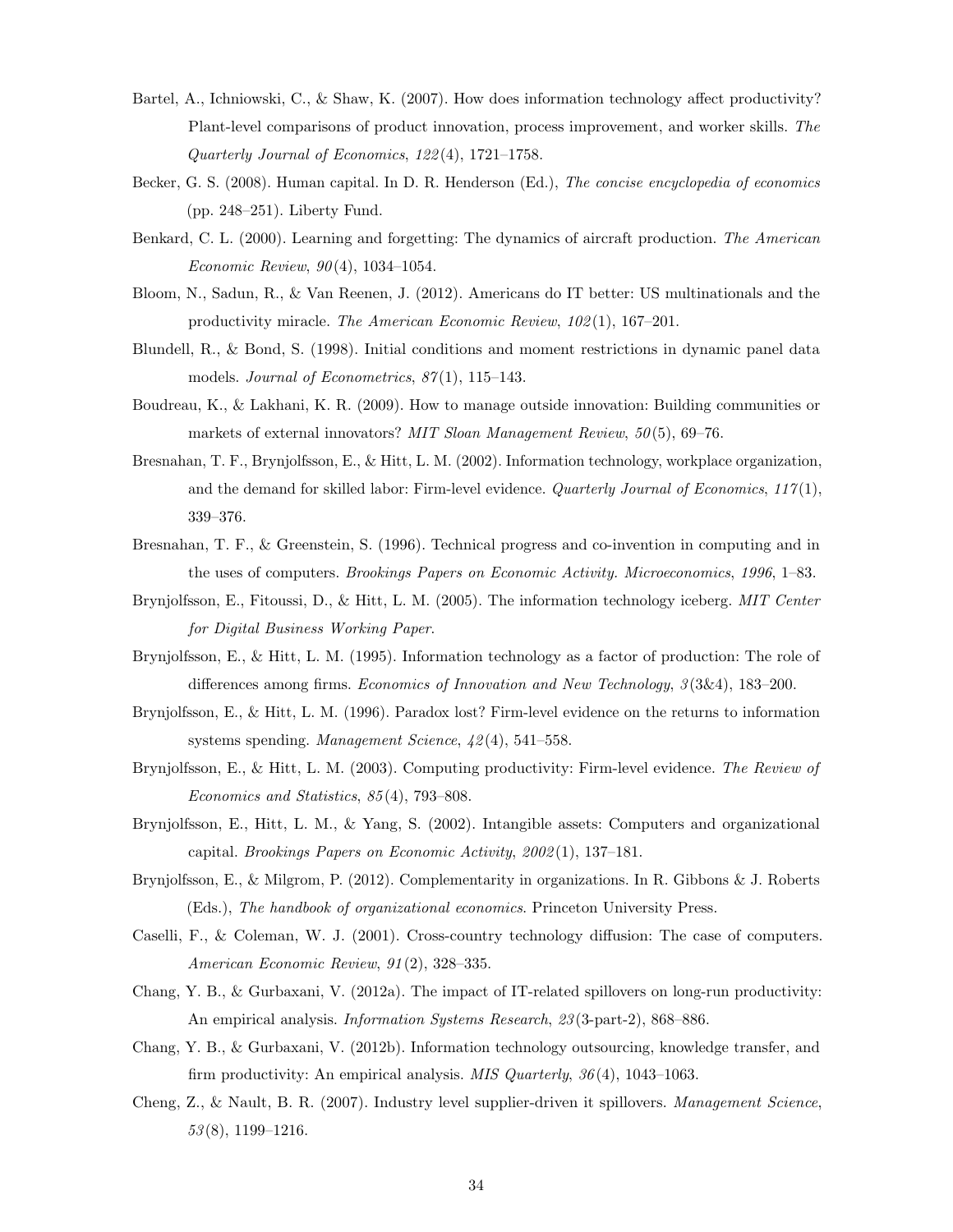Bartel, A., Ichniowski, C., & Shaw, K. (2007). How does information technology affect productivity? Plant-level comparisons of product innovation, process improvement, and worker skills. *The Quarterly Journal of Economics*, *122*(4), 1721–1758.

Becker, G. S. (2008). Human capital. In D. R. Henderson (Ed.), *The concise encyclopedia of economics* (pp. 248–251). Liberty Fund.

Benkard, C. L. (2000). Learning and forgetting: The dynamics of aircraft production. *The American Economic Review*, *90*(4), 1034–1054.

Bloom, N., Sadun, R., & Van Reenen, J. (2012). Americans do IT better: US multinationals and the productivity miracle. *The American Economic Review*, *102*(1), 167–201.

Blundell, R., & Bond, S. (1998). Initial conditions and moment restrictions in dynamic panel data models. *Journal of Econometrics*, *87*(1), 115–143.

Boudreau, K., & Lakhani, K. R. (2009). How to manage outside innovation: Building communities or markets of external innovators? *MIT Sloan Management Review*, *50*(5), 69–76.

Bresnahan, T. F., Brynjolfsson, E., & Hitt, L. M. (2002). Information technology, workplace organization, and the demand for skilled labor: Firm-level evidence. *Quarterly Journal of Economics*, *117*(1), 339–376.

Bresnahan, T. F., & Greenstein, S. (1996). Technical progress and co-invention in computing and in the uses of computers. *Brookings Papers on Economic Activity. Microeconomics*, *1996*, 1–83.

Brynjolfsson, E., Fitoussi, D., & Hitt, L. M. (2005). The information technology iceberg. *MIT Center for Digital Business Working Paper*.

Brynjolfsson, E., & Hitt, L. M. (1995). Information technology as a factor of production: The role of differences among firms. *Economics of Innovation and New Technology*, *3*(3&4), 183–200.

Brynjolfsson, E., & Hitt, L. M. (1996). Paradox lost? Firm-level evidence on the returns to information systems spending. *Management Science*, *42*(4), 541–558.

Brynjolfsson, E., & Hitt, L. M. (2003). Computing productivity: Firm-level evidence. *The Review of Economics and Statistics*, *85*(4), 793–808.

Brynjolfsson, E., Hitt, L. M., & Yang, S. (2002). Intangible assets: Computers and organizational capital. *Brookings Papers on Economic Activity*, *2002*(1), 137–181.

Brynjolfsson, E., & Milgrom, P. (2012). Complementarity in organizations. In R. Gibbons & J. Roberts (Eds.), *The handbook of organizational economics*. Princeton University Press.

Caselli, F., & Coleman, W. J. (2001). Cross-country technology diffusion: The case of computers. *American Economic Review*, *91*(2), 328–335.

Chang, Y. B., & Gurbaxani, V. (2012a). The impact of IT-related spillovers on long-run productivity: An empirical analysis. *Information Systems Research*, *23*(3-part-2), 868–886.

Chang, Y. B., & Gurbaxani, V. (2012b). Information technology outsourcing, knowledge transfer, and firm productivity: An empirical analysis. *MIS Quarterly*, *36*(4), 1043–1063.

Cheng, Z., & Nault, B. R. (2007). Industry level supplier-driven it spillovers. *Management Science*, *53*(8), 1199–1216.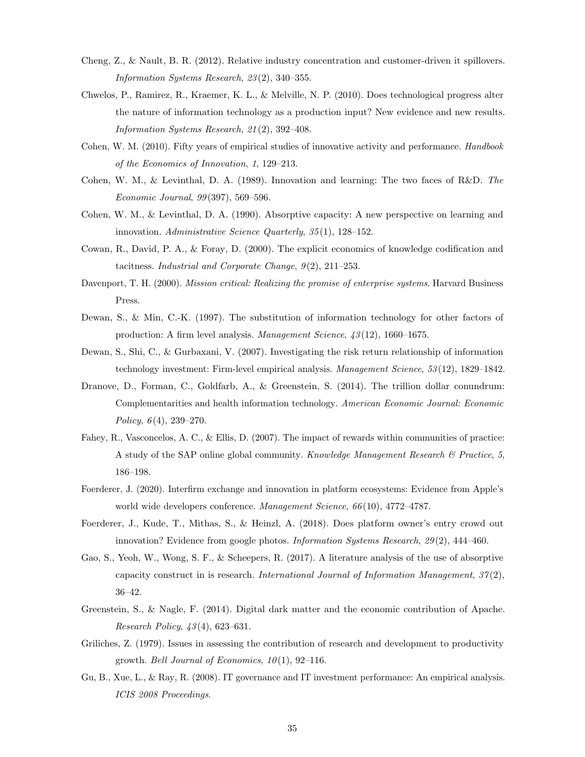Cheng, Z., & Nault, B. R. (2012). Relative industry concentration and customer-driven it spillovers. *Information Systems Research*, *23*(2), 340–355.

Chwelos, P., Ramirez, R., Kraemer, K. L., & Melville, N. P. (2010). Does technological progress alter the nature of information technology as a production input? New evidence and new results. *Information Systems Research*, *21*(2), 392–408.

Cohen, W. M. (2010). Fifty years of empirical studies of innovative activity and performance. *Handbook of the Economics of Innovation*, *1*, 129–213.

Cohen, W. M., & Levinthal, D. A. (1989). Innovation and learning: The two faces of R&D. *The Economic Journal*, *99*(397), 569–596.

Cohen, W. M., & Levinthal, D. A. (1990). Absorptive capacity: A new perspective on learning and innovation. *Administrative Science Quarterly*, *35*(1), 128–152.

Cowan, R., David, P. A., & Foray, D. (2000). The explicit economics of knowledge codification and tacitness. *Industrial and Corporate Change*, *9*(2), 211–253.

Davenport, T. H. (2000). *Mission critical: Realizing the promise of enterprise systems*. Harvard Business Press.

Dewan, S., & Min, C.-K. (1997). The substitution of information technology for other factors of production: A firm level analysis. *Management Science*, *43*(12), 1660–1675.

Dewan, S., Shi, C., & Gurbaxani, V. (2007). Investigating the risk return relationship of information technology investment: Firm-level empirical analysis. *Management Science*, *53*(12), 1829–1842.

Dranove, D., Forman, C., Goldfarb, A., & Greenstein, S. (2014). The trillion dollar conundrum: Complementarities and health information technology. *American Economic Journal: Economic Policy*, *6*(4), 239–270.

Fahey, R., Vasconcelos, A. C., & Ellis, D. (2007). The impact of rewards within communities of practice: A study of the SAP online global community. *Knowledge Management Research & Practice*, *5*, 186–198.

Foerderer, J. (2020). Interfirm exchange and innovation in platform ecosystems: Evidence from Apple's world wide developers conference. *Management Science*, *66*(10), 4772–4787.

Foerderer, J., Kude, T., Mithas, S., & Heinzl, A. (2018). Does platform owner's entry crowd out innovation? Evidence from google photos. *Information Systems Research*, *29*(2), 444–460.

Gao, S., Yeoh, W., Wong, S. F., & Scheepers, R. (2017). A literature analysis of the use of absorptive capacity construct in is research. *International Journal of Information Management*, *37*(2), 36–42.

Greenstein, S., & Nagle, F. (2014). Digital dark matter and the economic contribution of Apache. *Research Policy*, *43*(4), 623–631.

Griliches, Z. (1979). Issues in assessing the contribution of research and development to productivity growth. *Bell Journal of Economics*, *10*(1), 92–116.

Gu, B., Xue, L., & Ray, R. (2008). IT governance and IT investment performance: An empirical analysis. *ICIS 2008 Proceedings*.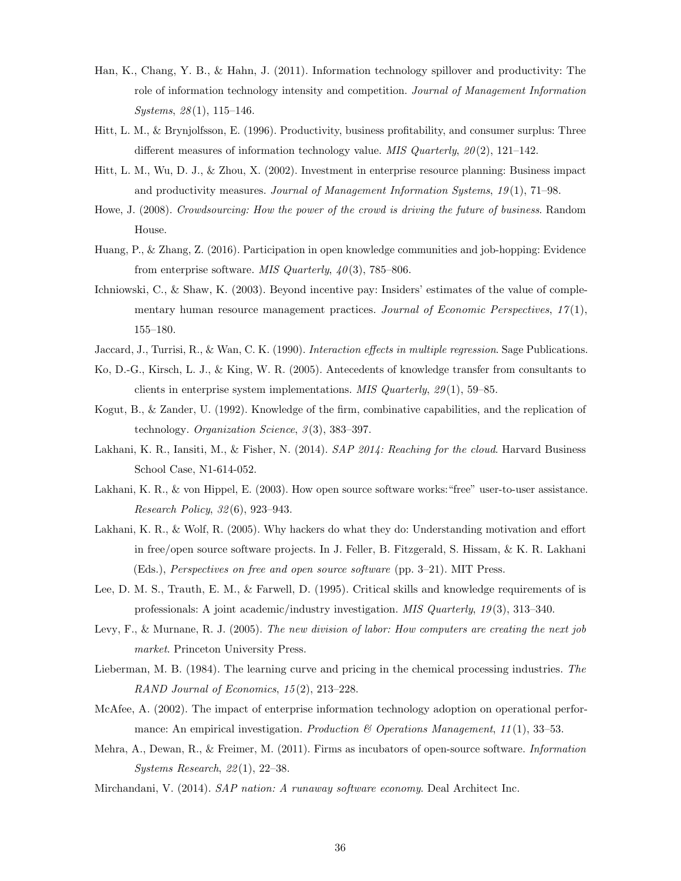Han, K., Chang, Y. B., & Hahn, J. (2011). Information technology spillover and productivity: The role of information technology intensity and competition. *Journal of Management Information Systems*, *28*(1), 115–146.

Hitt, L. M., & Brynjolfsson, E. (1996). Productivity, business profitability, and consumer surplus: Three different measures of information technology value. *MIS Quarterly*, *20*(2), 121–142.

Hitt, L. M., Wu, D. J., & Zhou, X. (2002). Investment in enterprise resource planning: Business impact and productivity measures. *Journal of Management Information Systems*, *19*(1), 71–98.

Howe, J. (2008). *Crowdsourcing: How the power of the crowd is driving the future of business*. Random House.

Huang, P., & Zhang, Z. (2016). Participation in open knowledge communities and job-hopping: Evidence from enterprise software. *MIS Quarterly*, *40*(3), 785–806.

Ichniowski, C., & Shaw, K. (2003). Beyond incentive pay: Insiders' estimates of the value of complementary human resource management practices. *Journal of Economic Perspectives*, *17*(1), 155–180.

Jaccard, J., Turrisi, R., & Wan, C. K. (1990). *Interaction effects in multiple regression*. Sage Publications.

Ko, D.-G., Kirsch, L. J., & King, W. R. (2005). Antecedents of knowledge transfer from consultants to clients in enterprise system implementations. *MIS Quarterly*, *29*(1), 59–85.

Kogut, B., & Zander, U. (1992). Knowledge of the firm, combinative capabilities, and the replication of technology. *Organization Science*, *3*(3), 383–397.

Lakhani, K. R., Iansiti, M., & Fisher, N. (2014). *SAP 2014: Reaching for the cloud*. Harvard Business School Case, N1-614-052.

Lakhani, K. R., & von Hippel, E. (2003). How open source software works:"free" user-to-user assistance. *Research Policy*, *32*(6), 923–943.

Lakhani, K. R., & Wolf, R. (2005). Why hackers do what they do: Understanding motivation and effort in free/open source software projects. In J. Feller, B. Fitzgerald, S. Hissam, & K. R. Lakhani (Eds.), *Perspectives on free and open source software* (pp. 3–21). MIT Press.

Lee, D. M. S., Trauth, E. M., & Farwell, D. (1995). Critical skills and knowledge requirements of is professionals: A joint academic/industry investigation. *MIS Quarterly*, *19*(3), 313–340.

Levy, F., & Murnane, R. J. (2005). *The new division of labor: How computers are creating the next job market*. Princeton University Press.

Lieberman, M. B. (1984). The learning curve and pricing in the chemical processing industries. *The RAND Journal of Economics*, *15*(2), 213–228.

McAfee, A. (2002). The impact of enterprise information technology adoption on operational performance: An empirical investigation. *Production & Operations Management*, *11*(1), 33–53.

Mehra, A., Dewan, R., & Freimer, M. (2011). Firms as incubators of open-source software. *Information Systems Research*, *22*(1), 22–38.

Mirchandani, V. (2014). *SAP nation: A runaway software economy*. Deal Architect Inc.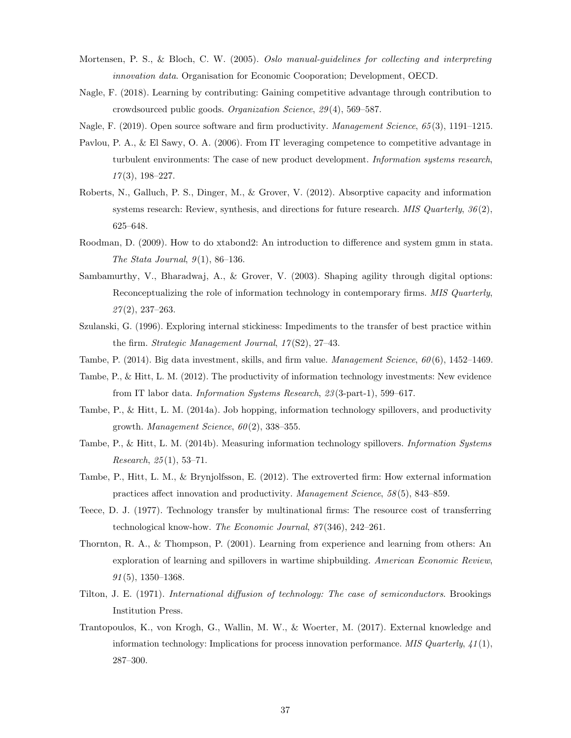Mortensen, P. S., & Bloch, C. W. (2005). *Oslo manual-guidelines for collecting and interpreting innovation data*. Organisation for Economic Cooporation; Development, OECD.

Nagle, F. (2018). Learning by contributing: Gaining competitive advantage through contribution to crowdsourced public goods. *Organization Science*, *29*(4), 569–587.

Nagle, F. (2019). Open source software and firm productivity. *Management Science*, *65*(3), 1191–1215.

Pavlou, P. A., & El Sawy, O. A. (2006). From IT leveraging competence to competitive advantage in turbulent environments: The case of new product development. *Information systems research*, *17*(3), 198–227.

Roberts, N., Galluch, P. S., Dinger, M., & Grover, V. (2012). Absorptive capacity and information systems research: Review, synthesis, and directions for future research. *MIS Quarterly*, *36*(2), 625–648.

Roodman, D. (2009). How to do xtabond2: An introduction to difference and system gmm in stata. *The Stata Journal*, *9*(1), 86–136.

Sambamurthy, V., Bharadwaj, A., & Grover, V. (2003). Shaping agility through digital options: Reconceptualizing the role of information technology in contemporary firms. *MIS Quarterly*, *27*(2), 237–263.

Szulanski, G. (1996). Exploring internal stickiness: Impediments to the transfer of best practice within the firm. *Strategic Management Journal*, *17*(S2), 27–43.

Tambe, P. (2014). Big data investment, skills, and firm value. *Management Science*, *60*(6), 1452–1469.

Tambe, P., & Hitt, L. M. (2012). The productivity of information technology investments: New evidence from IT labor data. *Information Systems Research*, *23*(3-part-1), 599–617.

Tambe, P., & Hitt, L. M. (2014a). Job hopping, information technology spillovers, and productivity growth. *Management Science*, *60*(2), 338–355.

Tambe, P., & Hitt, L. M. (2014b). Measuring information technology spillovers. *Information Systems Research*, *25*(1), 53–71.

Tambe, P., Hitt, L. M., & Brynjolfsson, E. (2012). The extroverted firm: How external information practices affect innovation and productivity. *Management Science*, *58*(5), 843–859.

Teece, D. J. (1977). Technology transfer by multinational firms: The resource cost of transferring technological know-how. *The Economic Journal*, *87*(346), 242–261.

Thornton, R. A., & Thompson, P. (2001). Learning from experience and learning from others: An exploration of learning and spillovers in wartime shipbuilding. *American Economic Review*, *91*(5), 1350–1368.

Tilton, J. E. (1971). *International diffusion of technology: The case of semiconductors*. Brookings Institution Press.

Trantopoulos, K., von Krogh, G., Wallin, M. W., & Woerter, M. (2017). External knowledge and information technology: Implications for process innovation performance. *MIS Quarterly*, *41*(1), 287–300.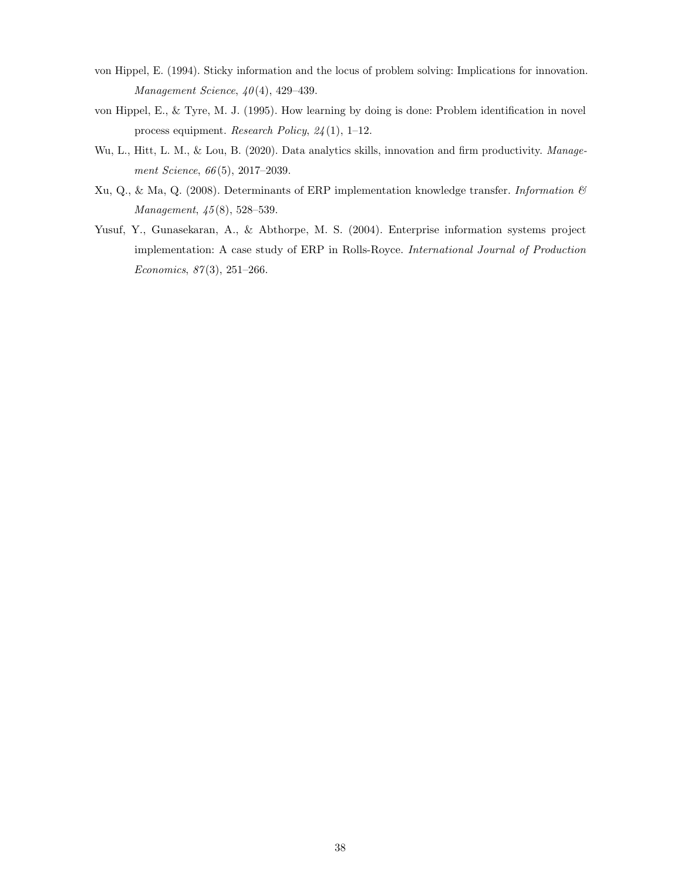von Hippel, E. (1994). Sticky information and the locus of problem solving: Implications for innovation. *Management Science*, *40*(4), 429–439.

von Hippel, E., & Tyre, M. J. (1995). How learning by doing is done: Problem identification in novel process equipment. *Research Policy*, *24*(1), 1–12.

Wu, L., Hitt, L. M., & Lou, B. (2020). Data analytics skills, innovation and firm productivity. *Management Science*, *66*(5), 2017–2039.

Xu, Q., & Ma, Q. (2008). Determinants of ERP implementation knowledge transfer. *Information & Management*, *45*(8), 528–539.

Yusuf, Y., Gunasekaran, A., & Abthorpe, M. S. (2004). Enterprise information systems project implementation: A case study of ERP in Rolls-Royce. *International Journal of Production Economics*, *87*(3), 251–266.